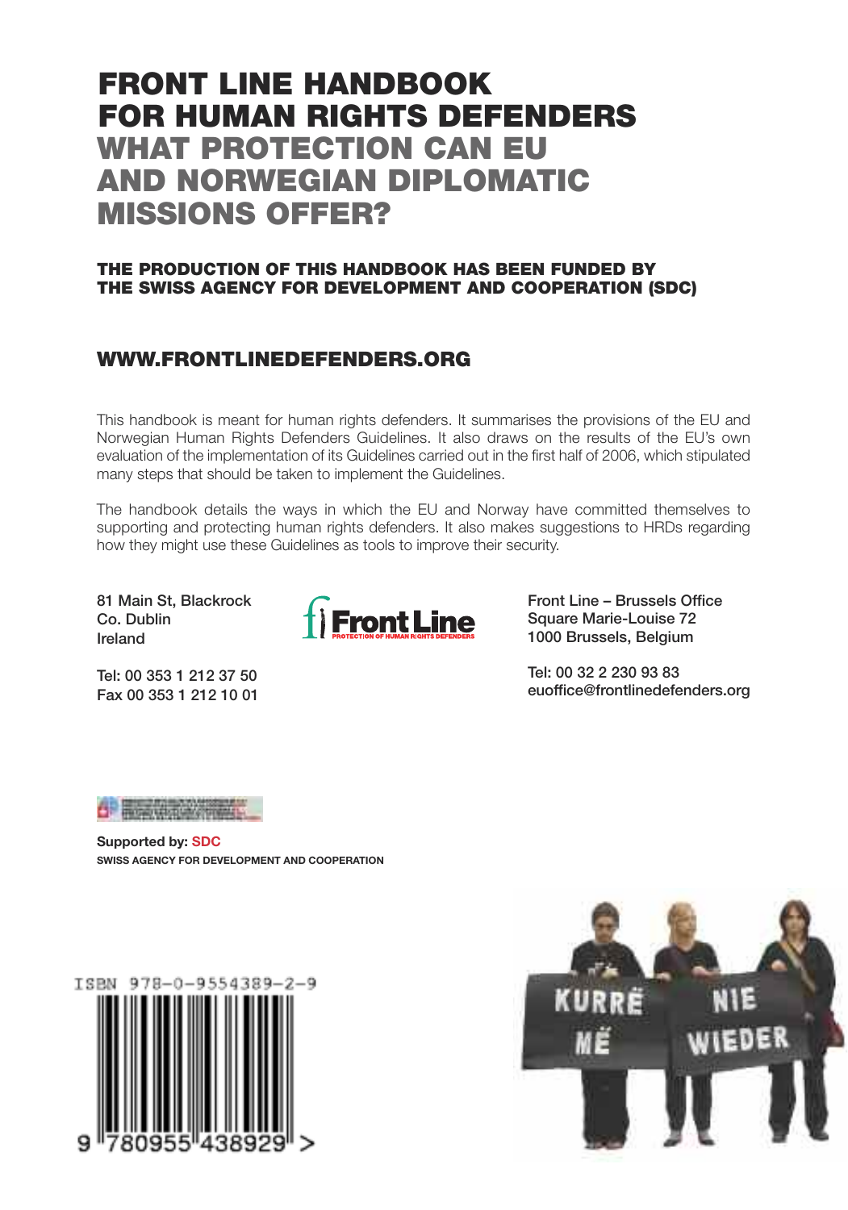# FRONT LINE HANDBOOK FOR HUMAN RIGHTS DEFENDERS

## WHAT PROTECTION CAN EU AND NORWEGIAN DIPLOMATIC MISSIONS OFFER?

**THE PRODUCTION OF THIS HANDBOOK HAS BEEN FUNDED BY THE SWISS AGENCY FOR DEVELOPMENT AND COOPERATION (SDC)**

**WWW.FRONTLINEDEFENDERS.ORG**

This handbook is meant for human rights defenders. It summarises the provisions of the EU and Norwegian Human Rights Defenders Guidelines. It also draws on the results of the EU's own evaluation of the implementation of its Guidelines carried out in the first half of 2006, which stipulated many steps that should be taken to implement the Guidelines.

The handbook details the ways in which the EU and Norway have committed themselves to supporting and protecting human rights defenders. It also makes suggestions to HRDs regarding how they might use these Guidelines as tools to improve their security.

81 Main St, Blackrock
Co. Dublin
Ireland

Tel: 00 353 1 212 37 50
Fax 00 353 1 212 10 01

Front Line
PROTECTION OF HUMAN RIGHTS DEFENDERS

Front Line – Brussels Office
Square Marie-Louise 72
1000 Brussels, Belgium

Tel: 00 32 2 230 93 83
euoffice@frontlinedefenders.org

**Supported by: SDC**
**SWISS AGENCY FOR DEVELOPMENT AND COOPERATION**

ISBN 978-0-9554389-2-9

9 780955 438929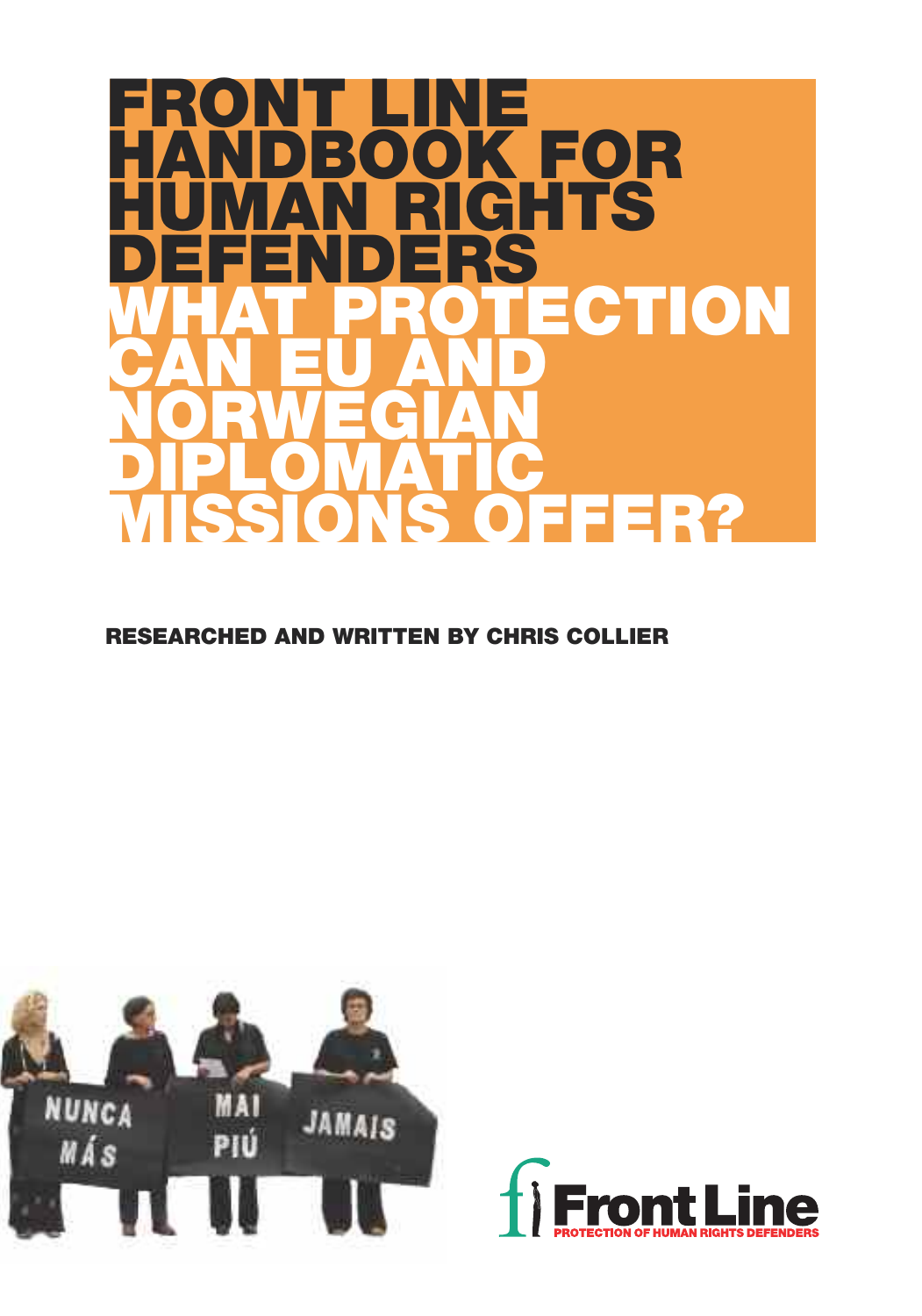# FRONT LINE HANDBOOK FOR HUMAN RIGHTS DEFENDERS

# WHAT PROTECTION CAN EU AND NORWEGIAN DIPLOMATIC MISSIONS OFFER?

**RESEARCHED AND WRITTEN BY CHRIS COLLIER**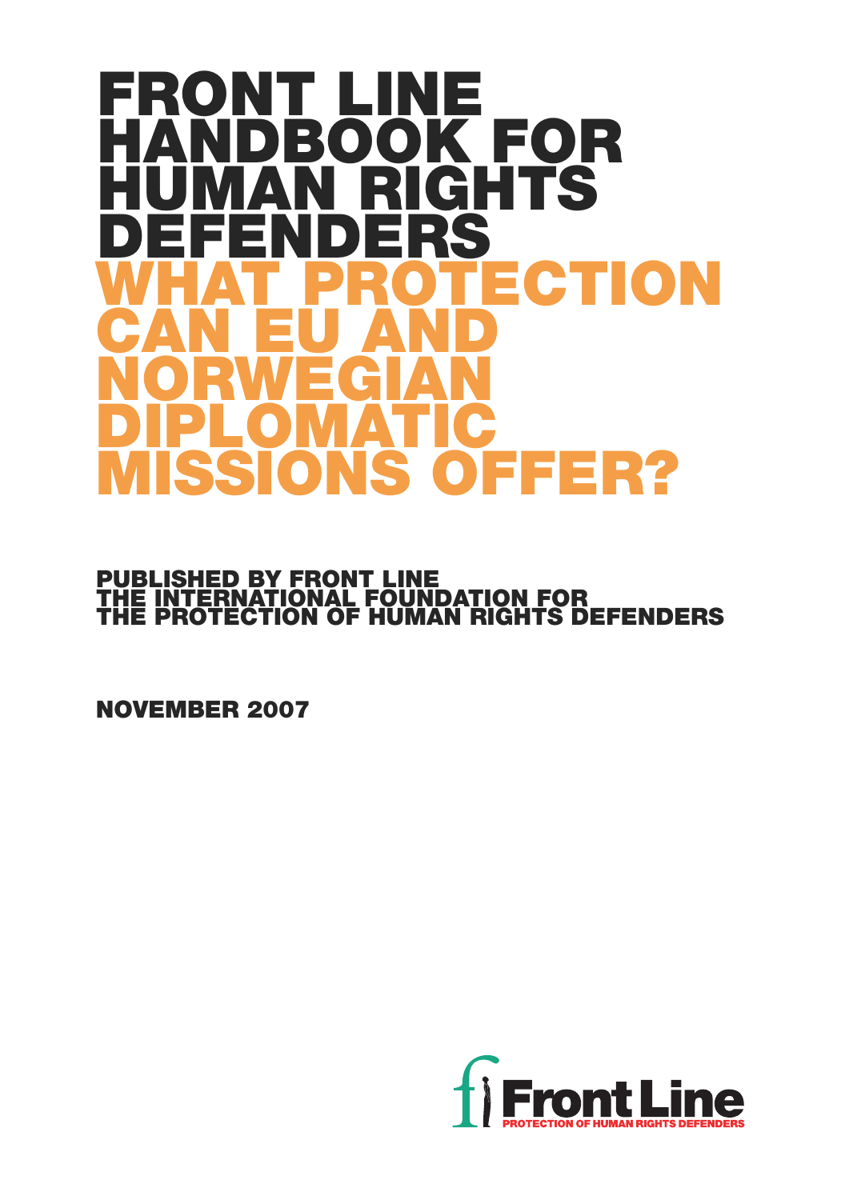# FRONT LINE HANDBOOK FOR HUMAN RIGHTS DEFENDERS

## WHAT PROTECTION CAN EU AND NORWEGIAN DIPLOMATIC MISSIONS OFFER?

**PUBLISHED BY FRONT LINE**
**THE INTERNATIONAL FOUNDATION FOR THE PROTECTION OF HUMAN RIGHTS DEFENDERS**

**NOVEMBER 2007**

Front Line
PROTECTION OF HUMAN RIGHTS DEFENDERS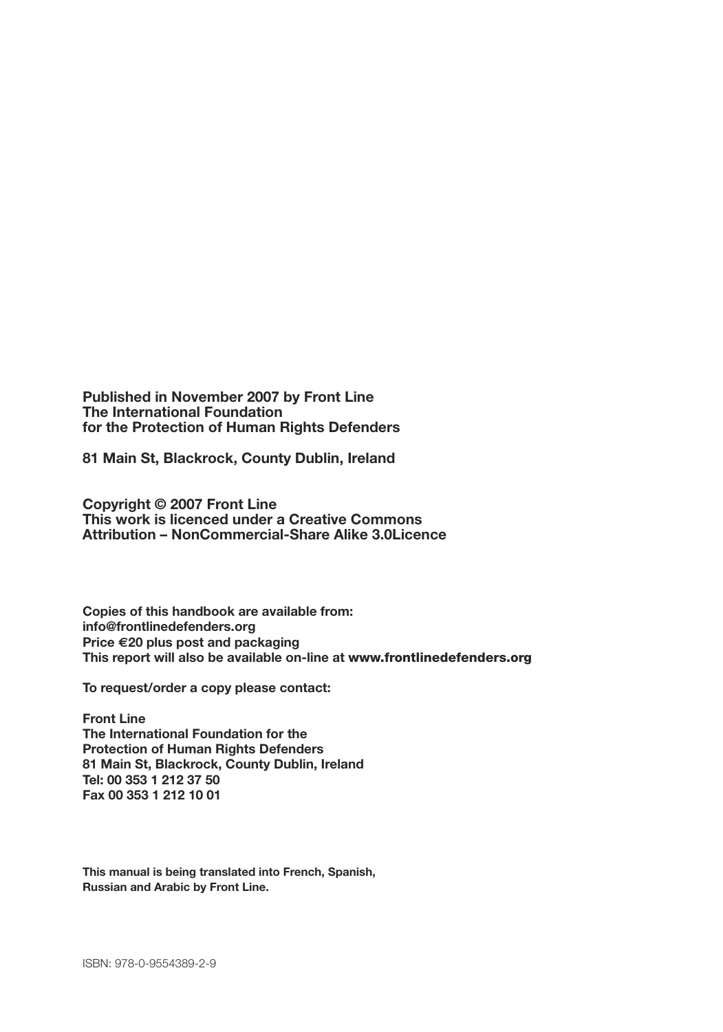**Published in November 2007 by Front Line**
**The International Foundation**
**for the Protection of Human Rights Defenders**

**81 Main St, Blackrock, County Dublin, Ireland**

**Copyright © 2007 Front Line**
**This work is licenced under a Creative Commons**
**Attribution – NonCommercial-Share Alike 3.0Licence**

**Copies of this handbook are available from:**
**info@frontlinedefenders.org**
**Price €20 plus post and packaging**
**This report will also be available on-line at www.frontlinedefenders.org**

**To request/order a copy please contact:**

**Front Line**
**The International Foundation for the**
**Protection of Human Rights Defenders**
**81 Main St, Blackrock, County Dublin, Ireland**
**Tel: 00 353 1 212 37 50**
**Fax 00 353 1 212 10 01**

**This manual is being translated into French, Spanish,**
**Russian and Arabic by Front Line.**

ISBN: 978-0-9554389-2-9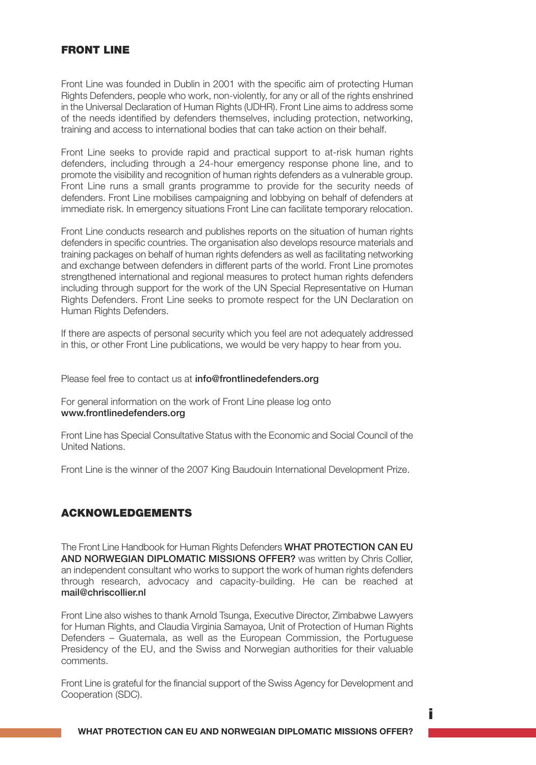## FRONT LINE

Front Line was founded in Dublin in 2001 with the specific aim of protecting Human Rights Defenders, people who work, non-violently, for any or all of the rights enshrined in the Universal Declaration of Human Rights (UDHR). Front Line aims to address some of the needs identified by defenders themselves, including protection, networking, training and access to international bodies that can take action on their behalf.

Front Line seeks to provide rapid and practical support to at-risk human rights defenders, including through a 24-hour emergency response phone line, and to promote the visibility and recognition of human rights defenders as a vulnerable group. Front Line runs a small grants programme to provide for the security needs of defenders. Front Line mobilises campaigning and lobbying on behalf of defenders at immediate risk. In emergency situations Front Line can facilitate temporary relocation.

Front Line conducts research and publishes reports on the situation of human rights defenders in specific countries. The organisation also develops resource materials and training packages on behalf of human rights defenders as well as facilitating networking and exchange between defenders in different parts of the world. Front Line promotes strengthened international and regional measures to protect human rights defenders including through support for the work of the UN Special Representative on Human Rights Defenders. Front Line seeks to promote respect for the UN Declaration on Human Rights Defenders.

If there are aspects of personal security which you feel are not adequately addressed in this, or other Front Line publications, we would be very happy to hear from you.

Please feel free to contact us at **info@frontlinedefenders.org**

For general information on the work of Front Line please log onto **www.frontlinedefenders.org**

Front Line has Special Consultative Status with the Economic and Social Council of the United Nations.

Front Line is the winner of the 2007 King Baudouin International Development Prize.

## ACKNOWLEDGEMENTS

The Front Line Handbook for Human Rights Defenders **WHAT PROTECTION CAN EU AND NORWEGIAN DIPLOMATIC MISSIONS OFFER?** was written by Chris Collier, an independent consultant who works to support the work of human rights defenders through research, advocacy and capacity-building. He can be reached at **mail@chriscollier.nl**

Front Line also wishes to thank Arnold Tsunga, Executive Director, Zimbabwe Lawyers for Human Rights, and Claudia Virginia Samayoa, Unit of Protection of Human Rights Defenders – Guatemala, as well as the European Commission, the Portuguese Presidency of the EU, and the Swiss and Norwegian authorities for their valuable comments.

Front Line is grateful for the financial support of the Swiss Agency for Development and Cooperation (SDC).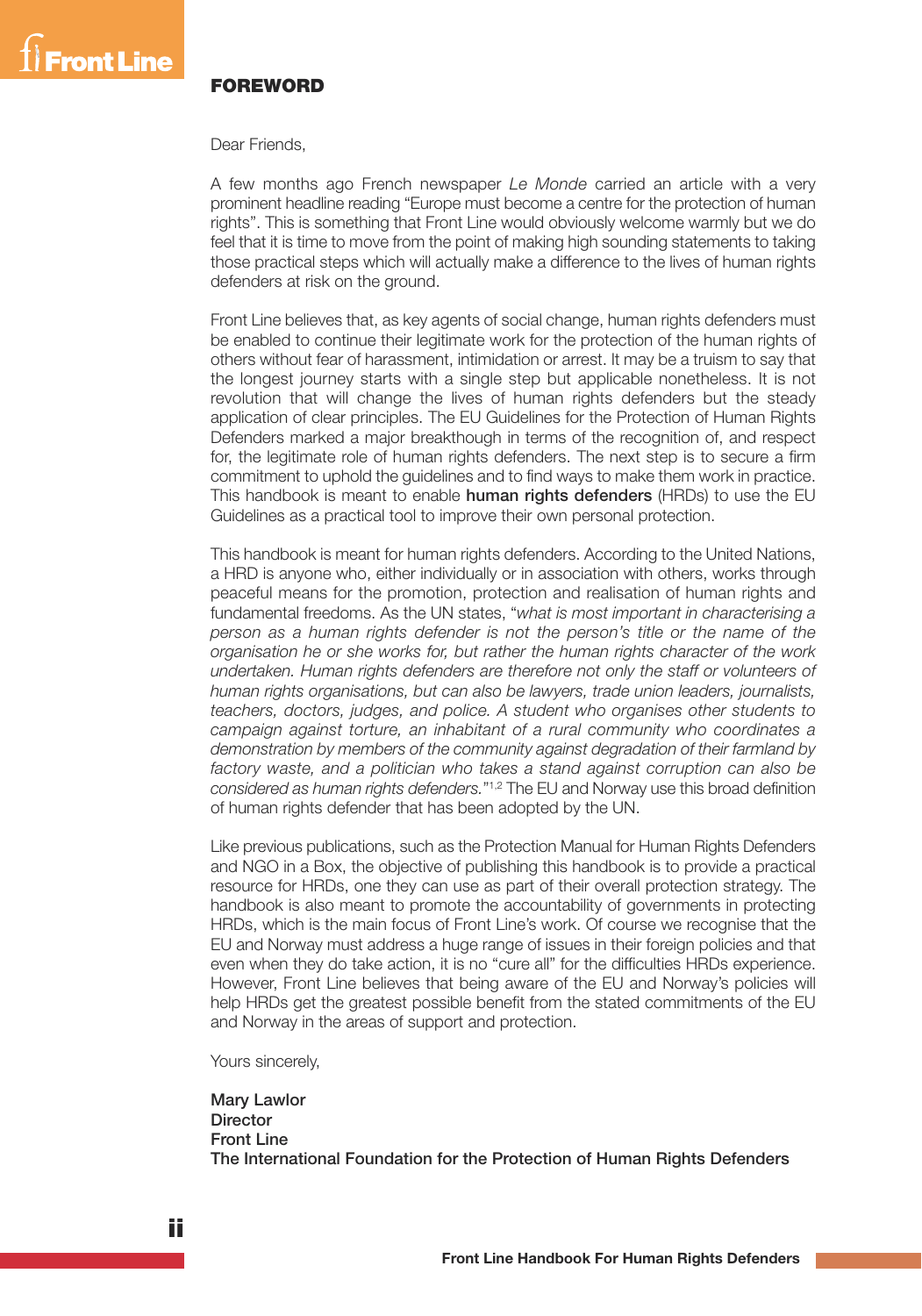## FOREWORD

Dear Friends,

A few months ago French newspaper *Le Monde* carried an article with a very prominent headline reading "Europe must become a centre for the protection of human rights". This is something that Front Line would obviously welcome warmly but we do feel that it is time to move from the point of making high sounding statements to taking those practical steps which will actually make a difference to the lives of human rights defenders at risk on the ground.

Front Line believes that, as key agents of social change, human rights defenders must be enabled to continue their legitimate work for the protection of the human rights of others without fear of harassment, intimidation or arrest. It may be a truism to say that the longest journey starts with a single step but applicable nonetheless. It is not revolution that will change the lives of human rights defenders but the steady application of clear principles. The EU Guidelines for the Protection of Human Rights Defenders marked a major breakthough in terms of the recognition of, and respect for, the legitimate role of human rights defenders. The next step is to secure a firm commitment to uphold the guidelines and to find ways to make them work in practice. This handbook is meant to enable **human rights defenders** (HRDs) to use the EU Guidelines as a practical tool to improve their own personal protection.

This handbook is meant for human rights defenders. According to the United Nations, a HRD is anyone who, either individually or in association with others, works through peaceful means for the promotion, protection and realisation of human rights and fundamental freedoms. As the UN states, "*what is most important in characterising a person as a human rights defender is not the person's title or the name of the organisation he or she works for, but rather the human rights character of the work undertaken. Human rights defenders are therefore not only the staff or volunteers of human rights organisations, but can also be lawyers, trade union leaders, journalists, teachers, doctors, judges, and police. A student who organises other students to campaign against torture, an inhabitant of a rural community who coordinates a demonstration by members of the community against degradation of their farmland by factory waste, and a politician who takes a stand against corruption can also be considered as human rights defenders.*"[1,2] The EU and Norway use this broad definition of human rights defender that has been adopted by the UN.

Like previous publications, such as the Protection Manual for Human Rights Defenders and NGO in a Box, the objective of publishing this handbook is to provide a practical resource for HRDs, one they can use as part of their overall protection strategy. The handbook is also meant to promote the accountability of governments in protecting HRDs, which is the main focus of Front Line's work. Of course we recognise that the EU and Norway must address a huge range of issues in their foreign policies and that even when they do take action, it is no "cure all" for the difficulties HRDs experience. However, Front Line believes that being aware of the EU and Norway's policies will help HRDs get the greatest possible benefit from the stated commitments of the EU and Norway in the areas of support and protection.

Yours sincerely,

**Mary Lawlor**
**Director**
**Front Line**
**The International Foundation for the Protection of Human Rights Defenders**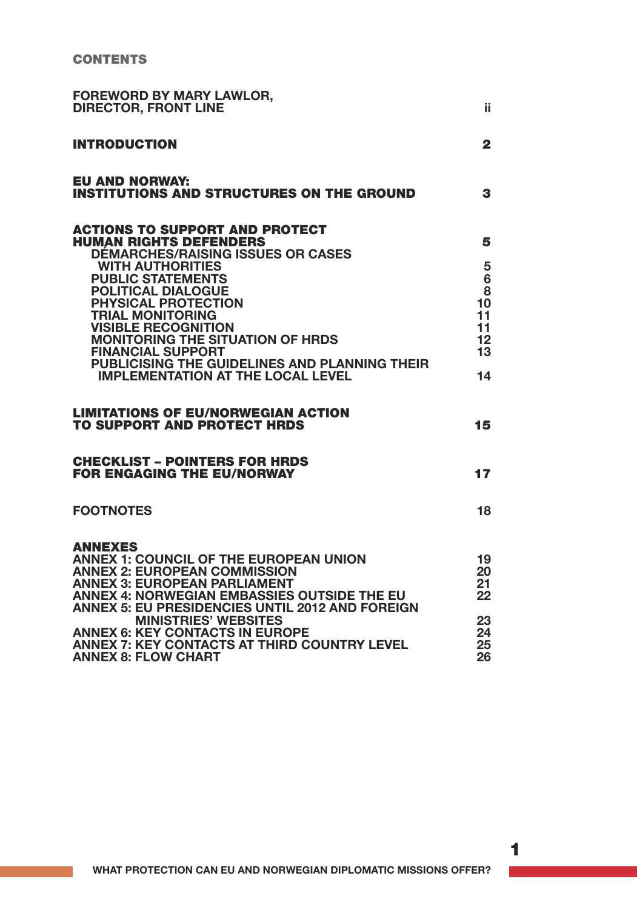## CONTENTS

| | |
|---|---|
| **FOREWORD BY MARY LAWLOR, DIRECTOR, FRONT LINE** | ii |
| **INTRODUCTION** | 2 |
| **EU AND NORWAY: INSTITUTIONS AND STRUCTURES ON THE GROUND** | 3 |
| **ACTIONS TO SUPPORT AND PROTECT HUMAN RIGHTS DEFENDERS** | 5 |
| DÉMARCHES/RAISING ISSUES OR CASES WITH AUTHORITIES | 5 |
| PUBLIC STATEMENTS | 6 |
| POLITICAL DIALOGUE | 8 |
| PHYSICAL PROTECTION | 10 |
| TRIAL MONITORING | 11 |
| VISIBLE RECOGNITION | 11 |
| MONITORING THE SITUATION OF HRDS | 12 |
| FINANCIAL SUPPORT | 13 |
| PUBLICISING THE GUIDELINES AND PLANNING THEIR IMPLEMENTATION AT THE LOCAL LEVEL | 14 |
| **LIMITATIONS OF EU/NORWEGIAN ACTION TO SUPPORT AND PROTECT HRDS** | 15 |
| **CHECKLIST – POINTERS FOR HRDS FOR ENGAGING THE EU/NORWAY** | 17 |
| **FOOTNOTES** | 18 |
| **ANNEXES** | |
| ANNEX 1: COUNCIL OF THE EUROPEAN UNION | 19 |
| ANNEX 2: EUROPEAN COMMISSION | 20 |
| ANNEX 3: EUROPEAN PARLIAMENT | 21 |
| ANNEX 4: NORWEGIAN EMBASSIES OUTSIDE THE EU | 22 |
| ANNEX 5: EU PRESIDENCIES UNTIL 2012 AND FOREIGN MINISTRIES' WEBSITES | 23 |
| ANNEX 6: KEY CONTACTS IN EUROPE | 24 |
| ANNEX 7: KEY CONTACTS AT THIRD COUNTRY LEVEL | 25 |
| ANNEX 8: FLOW CHART | 26 |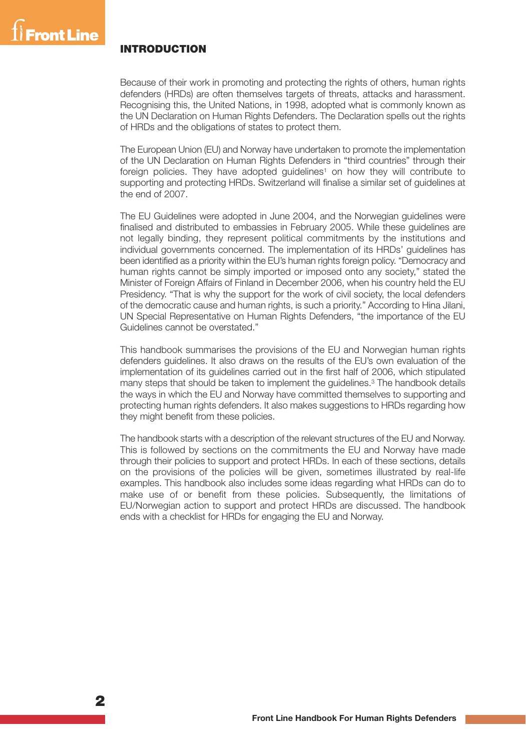## INTRODUCTION

Because of their work in promoting and protecting the rights of others, human rights defenders (HRDs) are often themselves targets of threats, attacks and harassment. Recognising this, the United Nations, in 1998, adopted what is commonly known as the UN Declaration on Human Rights Defenders. The Declaration spells out the rights of HRDs and the obligations of states to protect them.

The European Union (EU) and Norway have undertaken to promote the implementation of the UN Declaration on Human Rights Defenders in "third countries" through their foreign policies. They have adopted guidelines[1] on how they will contribute to supporting and protecting HRDs. Switzerland will finalise a similar set of guidelines at the end of 2007.

The EU Guidelines were adopted in June 2004, and the Norwegian guidelines were finalised and distributed to embassies in February 2005. While these guidelines are not legally binding, they represent political commitments by the institutions and individual governments concerned. The implementation of its HRDs' guidelines has been identified as a priority within the EU's human rights foreign policy. "Democracy and human rights cannot be simply imported or imposed onto any society," stated the Minister of Foreign Affairs of Finland in December 2006, when his country held the EU Presidency. "That is why the support for the work of civil society, the local defenders of the democratic cause and human rights, is such a priority." According to Hina Jilani, UN Special Representative on Human Rights Defenders, "the importance of the EU Guidelines cannot be overstated."

This handbook summarises the provisions of the EU and Norwegian human rights defenders guidelines. It also draws on the results of the EU's own evaluation of the implementation of its guidelines carried out in the first half of 2006, which stipulated many steps that should be taken to implement the guidelines.[3] The handbook details the ways in which the EU and Norway have committed themselves to supporting and protecting human rights defenders. It also makes suggestions to HRDs regarding how they might benefit from these policies.

The handbook starts with a description of the relevant structures of the EU and Norway. This is followed by sections on the commitments the EU and Norway have made through their policies to support and protect HRDs. In each of these sections, details on the provisions of the policies will be given, sometimes illustrated by real-life examples. This handbook also includes some ideas regarding what HRDs can do to make use of or benefit from these policies. Subsequently, the limitations of EU/Norwegian action to support and protect HRDs are discussed. The handbook ends with a checklist for HRDs for engaging the EU and Norway.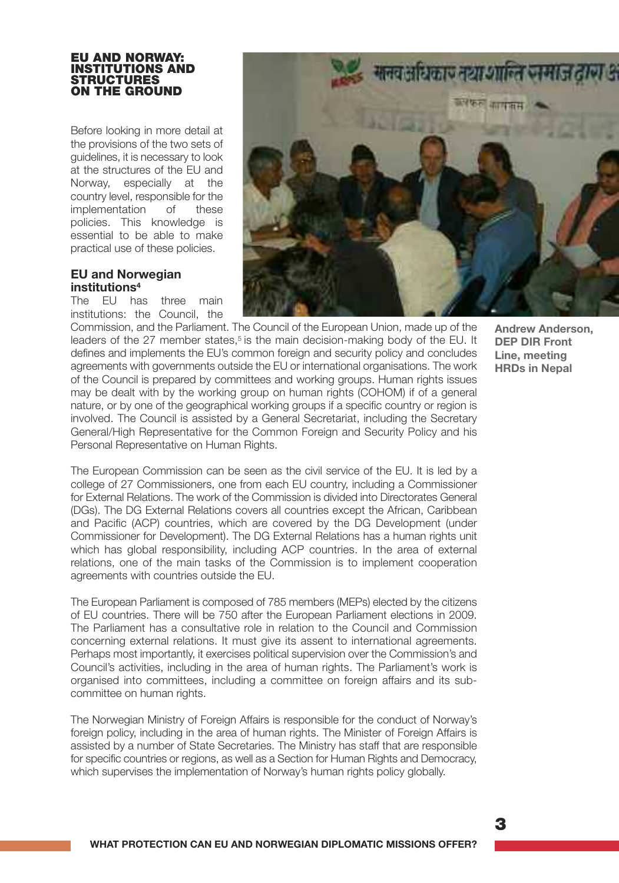## EU AND NORWAY: INSTITUTIONS AND STRUCTURES ON THE GROUND

Before looking in more detail at the provisions of the two sets of guidelines, it is necessary to look at the structures of the EU and Norway, especially at the country level, responsible for the implementation of these policies. This knowledge is essential to be able to make practical use of these policies.

### EU and Norwegian institutions[4]

The EU has three main institutions: the Council, the Commission, and the Parliament. The Council of the European Union, made up of the leaders of the 27 member states,[5] is the main decision-making body of the EU. It defines and implements the EU's common foreign and security policy and concludes agreements with governments outside the EU or international organisations. The work of the Council is prepared by committees and working groups. Human rights issues may be dealt with by the working group on human rights (COHOM) if of a general nature, or by one of the geographical working groups if a specific country or region is involved. The Council is assisted by a General Secretariat, including the Secretary General/High Representative for the Common Foreign and Security Policy and his Personal Representative on Human Rights.

**Andrew Anderson, DEP DIR Front Line, meeting HRDs in Nepal**

The European Commission can be seen as the civil service of the EU. It is led by a college of 27 Commissioners, one from each EU country, including a Commissioner for External Relations. The work of the Commission is divided into Directorates General (DGs). The DG External Relations covers all countries except the African, Caribbean and Pacific (ACP) countries, which are covered by the DG Development (under Commissioner for Development). The DG External Relations has a human rights unit which has global responsibility, including ACP countries. In the area of external relations, one of the main tasks of the Commission is to implement cooperation agreements with countries outside the EU.

The European Parliament is composed of 785 members (MEPs) elected by the citizens of EU countries. There will be 750 after the European Parliament elections in 2009. The Parliament has a consultative role in relation to the Council and Commission concerning external relations. It must give its assent to international agreements. Perhaps most importantly, it exercises political supervision over the Commission's and Council's activities, including in the area of human rights. The Parliament's work is organised into committees, including a committee on foreign affairs and its sub-committee on human rights.

The Norwegian Ministry of Foreign Affairs is responsible for the conduct of Norway's foreign policy, including in the area of human rights. The Minister of Foreign Affairs is assisted by a number of State Secretaries. The Ministry has staff that are responsible for specific countries or regions, as well as a Section for Human Rights and Democracy, which supervises the implementation of Norway's human rights policy globally.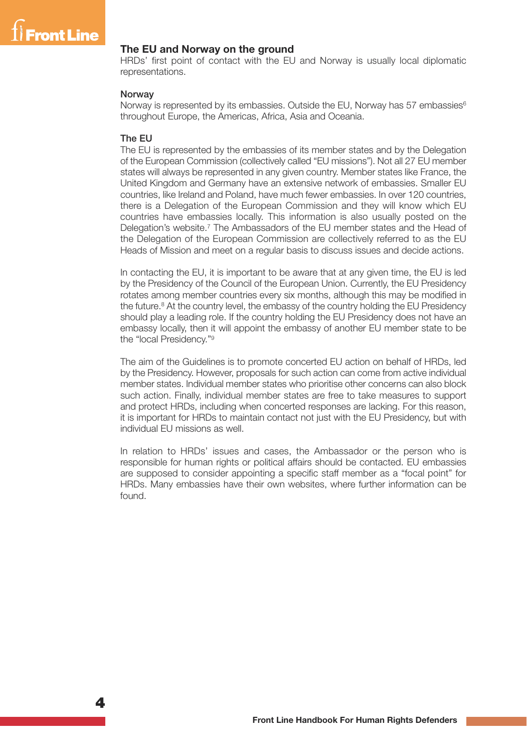## The EU and Norway on the ground

HRDs' first point of contact with the EU and Norway is usually local diplomatic representations.

### Norway

Norway is represented by its embassies. Outside the EU, Norway has 57 embassies[6] throughout Europe, the Americas, Africa, Asia and Oceania.

### The EU

The EU is represented by the embassies of its member states and by the Delegation of the European Commission (collectively called "EU missions"). Not all 27 EU member states will always be represented in any given country. Member states like France, the United Kingdom and Germany have an extensive network of embassies. Smaller EU countries, like Ireland and Poland, have much fewer embassies. In over 120 countries, there is a Delegation of the European Commission and they will know which EU countries have embassies locally. This information is also usually posted on the Delegation's website.[7] The Ambassadors of the EU member states and the Head of the Delegation of the European Commission are collectively referred to as the EU Heads of Mission and meet on a regular basis to discuss issues and decide actions.

In contacting the EU, it is important to be aware that at any given time, the EU is led by the Presidency of the Council of the European Union. Currently, the EU Presidency rotates among member countries every six months, although this may be modified in the future.[8] At the country level, the embassy of the country holding the EU Presidency should play a leading role. If the country holding the EU Presidency does not have an embassy locally, then it will appoint the embassy of another EU member state to be the "local Presidency."[9]

The aim of the Guidelines is to promote concerted EU action on behalf of HRDs, led by the Presidency. However, proposals for such action can come from active individual member states. Individual member states who prioritise other concerns can also block such action. Finally, individual member states are free to take measures to support and protect HRDs, including when concerted responses are lacking. For this reason, it is important for HRDs to maintain contact not just with the EU Presidency, but with individual EU missions as well.

In relation to HRDs' issues and cases, the Ambassador or the person who is responsible for human rights or political affairs should be contacted. EU embassies are supposed to consider appointing a specific staff member as a "focal point" for HRDs. Many embassies have their own websites, where further information can be found.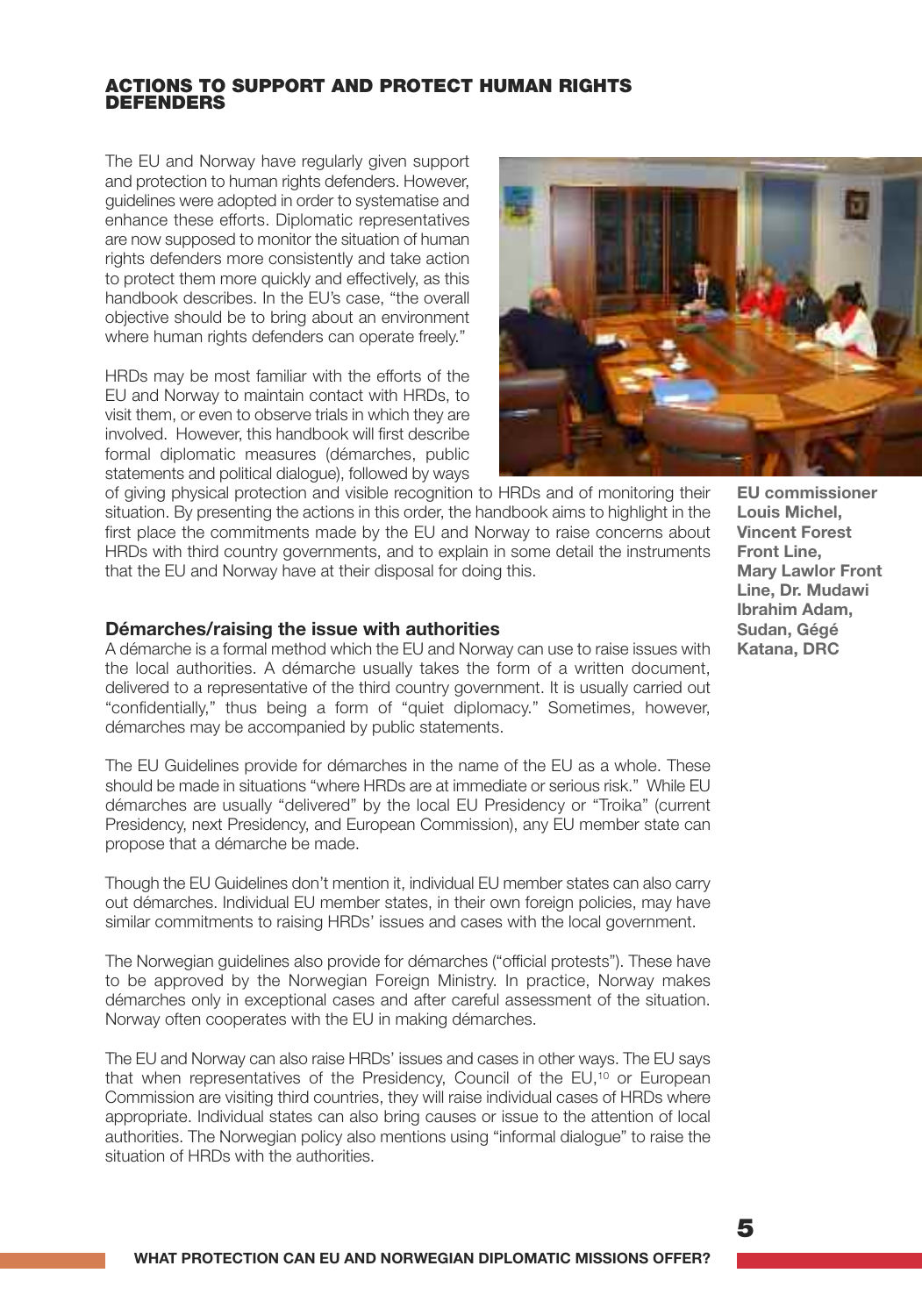## ACTIONS TO SUPPORT AND PROTECT HUMAN RIGHTS DEFENDERS

The EU and Norway have regularly given support and protection to human rights defenders. However, guidelines were adopted in order to systematise and enhance these efforts. Diplomatic representatives are now supposed to monitor the situation of human rights defenders more consistently and take action to protect them more quickly and effectively, as this handbook describes. In the EU's case, "the overall objective should be to bring about an environment where human rights defenders can operate freely."

HRDs may be most familiar with the efforts of the EU and Norway to maintain contact with HRDs, to visit them, or even to observe trials in which they are involved. However, this handbook will first describe formal diplomatic measures (démarches, public statements and political dialogue), followed by ways of giving physical protection and visible recognition to HRDs and of monitoring their situation. By presenting the actions in this order, the handbook aims to highlight in the first place the commitments made by the EU and Norway to raise concerns about HRDs with third country governments, and to explain in some detail the instruments that the EU and Norway have at their disposal for doing this.

**EU commissioner Louis Michel, Vincent Forest Front Line, Mary Lawlor Front Line, Dr. Mudawi Ibrahim Adam, Sudan, Gégé Katana, DRC**

### Démarches/raising the issue with authorities

A démarche is a formal method which the EU and Norway can use to raise issues with the local authorities. A démarche usually takes the form of a written document, delivered to a representative of the third country government. It is usually carried out "confidentially," thus being a form of "quiet diplomacy." Sometimes, however, démarches may be accompanied by public statements.

The EU Guidelines provide for démarches in the name of the EU as a whole. These should be made in situations "where HRDs are at immediate or serious risk." While EU démarches are usually "delivered" by the local EU Presidency or "Troika" (current Presidency, next Presidency, and European Commission), any EU member state can propose that a démarche be made.

Though the EU Guidelines don't mention it, individual EU member states can also carry out démarches. Individual EU member states, in their own foreign policies, may have similar commitments to raising HRDs' issues and cases with the local government.

The Norwegian guidelines also provide for démarches ("official protests"). These have to be approved by the Norwegian Foreign Ministry. In practice, Norway makes démarches only in exceptional cases and after careful assessment of the situation. Norway often cooperates with the EU in making démarches.

The EU and Norway can also raise HRDs' issues and cases in other ways. The EU says that when representatives of the Presidency, Council of the EU,[10] or European Commission are visiting third countries, they will raise individual cases of HRDs where appropriate. Individual states can also bring causes or issue to the attention of local authorities. The Norwegian policy also mentions using "informal dialogue" to raise the situation of HRDs with the authorities.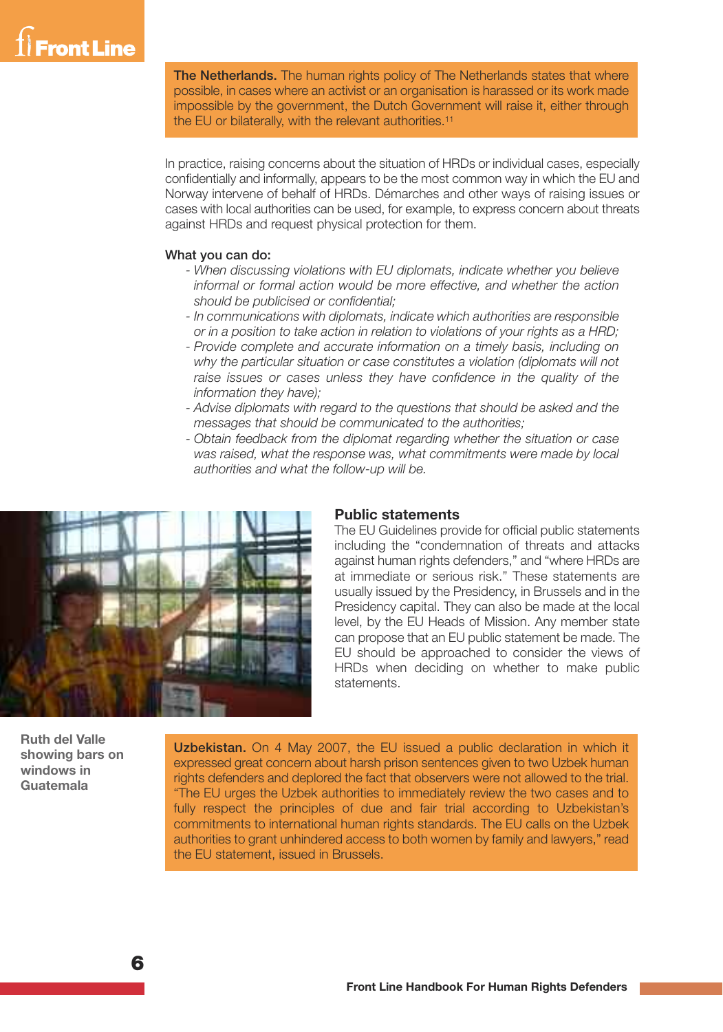**The Netherlands.** The human rights policy of The Netherlands states that where possible, in cases where an activist or an organisation is harassed or its work made impossible by the government, the Dutch Government will raise it, either through the EU or bilaterally, with the relevant authorities.[11]

In practice, raising concerns about the situation of HRDs or individual cases, especially confidentially and informally, appears to be the most common way in which the EU and Norway intervene of behalf of HRDs. Démarches and other ways of raising issues or cases with local authorities can be used, for example, to express concern about threats against HRDs and request physical protection for them.

**What you can do:**

- *When discussing violations with EU diplomats, indicate whether you believe informal or formal action would be more effective, and whether the action should be publicised or confidential;*
- *In communications with diplomats, indicate which authorities are responsible or in a position to take action in relation to violations of your rights as a HRD;*
- *Provide complete and accurate information on a timely basis, including on why the particular situation or case constitutes a violation (diplomats will not raise issues or cases unless they have confidence in the quality of the information they have);*
- *Advise diplomats with regard to the questions that should be asked and the messages that should be communicated to the authorities;*
- *Obtain feedback from the diplomat regarding whether the situation or case was raised, what the response was, what commitments were made by local authorities and what the follow-up will be.*

## Public statements

The EU Guidelines provide for official public statements including the "condemnation of threats and attacks against human rights defenders," and "where HRDs are at immediate or serious risk." These statements are usually issued by the Presidency, in Brussels and in the Presidency capital. They can also be made at the local level, by the EU Heads of Mission. Any member state can propose that an EU public statement be made. The EU should be approached to consider the views of HRDs when deciding on whether to make public statements.

**Ruth del Valle showing bars on windows in Guatemala**

**Uzbekistan.** On 4 May 2007, the EU issued a public declaration in which it expressed great concern about harsh prison sentences given to two Uzbek human rights defenders and deplored the fact that observers were not allowed to the trial. "The EU urges the Uzbek authorities to immediately review the two cases and to fully respect the principles of due and fair trial according to Uzbekistan's commitments to international human rights standards. The EU calls on the Uzbek authorities to grant unhindered access to both women by family and lawyers," read the EU statement, issued in Brussels.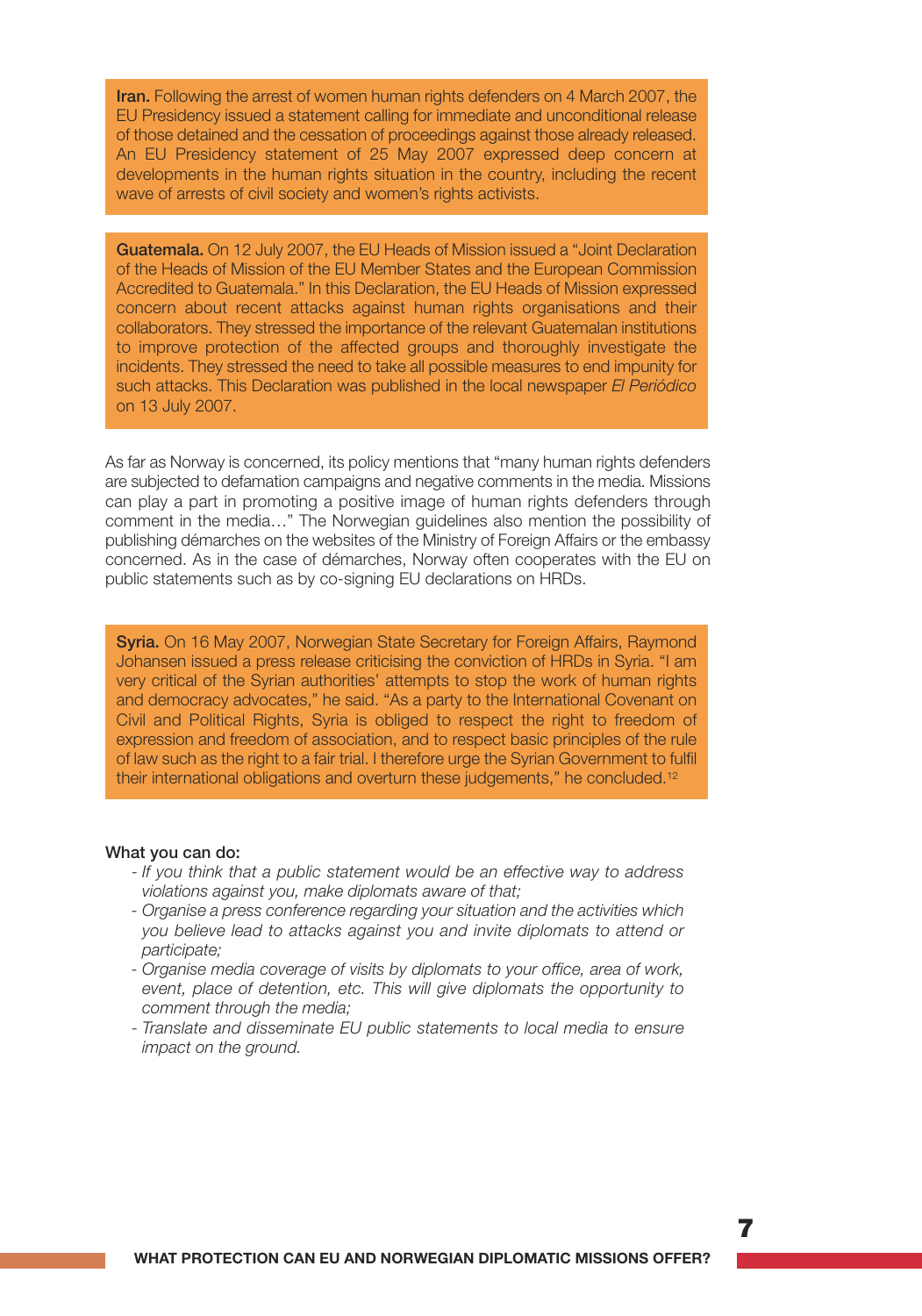**Iran.** Following the arrest of women human rights defenders on 4 March 2007, the EU Presidency issued a statement calling for immediate and unconditional release of those detained and the cessation of proceedings against those already released. An EU Presidency statement of 25 May 2007 expressed deep concern at developments in the human rights situation in the country, including the recent wave of arrests of civil society and women's rights activists.

**Guatemala.** On 12 July 2007, the EU Heads of Mission issued a "Joint Declaration of the Heads of Mission of the EU Member States and the European Commission Accredited to Guatemala." In this Declaration, the EU Heads of Mission expressed concern about recent attacks against human rights organisations and their collaborators. They stressed the importance of the relevant Guatemalan institutions to improve protection of the affected groups and thoroughly investigate the incidents. They stressed the need to take all possible measures to end impunity for such attacks. This Declaration was published in the local newspaper *El Periódico* on 13 July 2007.

As far as Norway is concerned, its policy mentions that "many human rights defenders are subjected to defamation campaigns and negative comments in the media. Missions can play a part in promoting a positive image of human rights defenders through comment in the media…" The Norwegian guidelines also mention the possibility of publishing démarches on the websites of the Ministry of Foreign Affairs or the embassy concerned. As in the case of démarches, Norway often cooperates with the EU on public statements such as by co-signing EU declarations on HRDs.

**Syria.** On 16 May 2007, Norwegian State Secretary for Foreign Affairs, Raymond Johansen issued a press release criticising the conviction of HRDs in Syria. "I am very critical of the Syrian authorities' attempts to stop the work of human rights and democracy advocates," he said. "As a party to the International Covenant on Civil and Political Rights, Syria is obliged to respect the right to freedom of expression and freedom of association, and to respect basic principles of the rule of law such as the right to a fair trial. I therefore urge the Syrian Government to fulfil their international obligations and overturn these judgements," he concluded.[12]

**What you can do:**

- *If you think that a public statement would be an effective way to address violations against you, make diplomats aware of that;*
- *Organise a press conference regarding your situation and the activities which you believe lead to attacks against you and invite diplomats to attend or participate;*
- *Organise media coverage of visits by diplomats to your office, area of work, event, place of detention, etc. This will give diplomats the opportunity to comment through the media;*
- *Translate and disseminate EU public statements to local media to ensure impact on the ground.*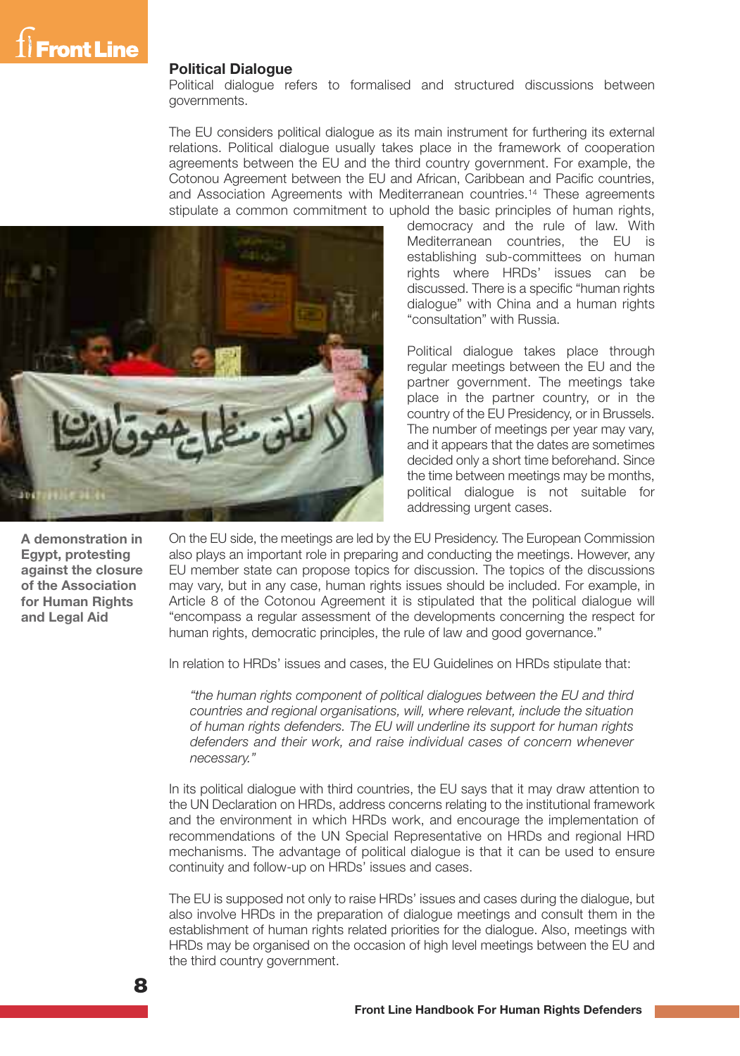## Political Dialogue

Political dialogue refers to formalised and structured discussions between governments.

The EU considers political dialogue as its main instrument for furthering its external relations. Political dialogue usually takes place in the framework of cooperation agreements between the EU and the third country government. For example, the Cotonou Agreement between the EU and African, Caribbean and Pacific countries, and Association Agreements with Mediterranean countries.[14] These agreements stipulate a common commitment to uphold the basic principles of human rights, democracy and the rule of law. With Mediterranean countries, the EU is establishing sub-committees on human rights where HRDs' issues can be discussed. There is a specific "human rights dialogue" with China and a human rights "consultation" with Russia.

Political dialogue takes place through regular meetings between the EU and the partner government. The meetings take place in the partner country, or in the country of the EU Presidency, or in Brussels. The number of meetings per year may vary, and it appears that the dates are sometimes decided only a short time beforehand. Since the time between meetings may be months, political dialogue is not suitable for addressing urgent cases.

**A demonstration in Egypt, protesting against the closure of the Association for Human Rights and Legal Aid**

On the EU side, the meetings are led by the EU Presidency. The European Commission also plays an important role in preparing and conducting the meetings. However, any EU member state can propose topics for discussion. The topics of the discussions may vary, but in any case, human rights issues should be included. For example, in Article 8 of the Cotonou Agreement it is stipulated that the political dialogue will "encompass a regular assessment of the developments concerning the respect for human rights, democratic principles, the rule of law and good governance."

In relation to HRDs' issues and cases, the EU Guidelines on HRDs stipulate that:

> *"the human rights component of political dialogues between the EU and third countries and regional organisations, will, where relevant, include the situation of human rights defenders. The EU will underline its support for human rights defenders and their work, and raise individual cases of concern whenever necessary."*

In its political dialogue with third countries, the EU says that it may draw attention to the UN Declaration on HRDs, address concerns relating to the institutional framework and the environment in which HRDs work, and encourage the implementation of recommendations of the UN Special Representative on HRDs and regional HRD mechanisms. The advantage of political dialogue is that it can be used to ensure continuity and follow-up on HRDs' issues and cases.

The EU is supposed not only to raise HRDs' issues and cases during the dialogue, but also involve HRDs in the preparation of dialogue meetings and consult them in the establishment of human rights related priorities for the dialogue. Also, meetings with HRDs may be organised on the occasion of high level meetings between the EU and the third country government.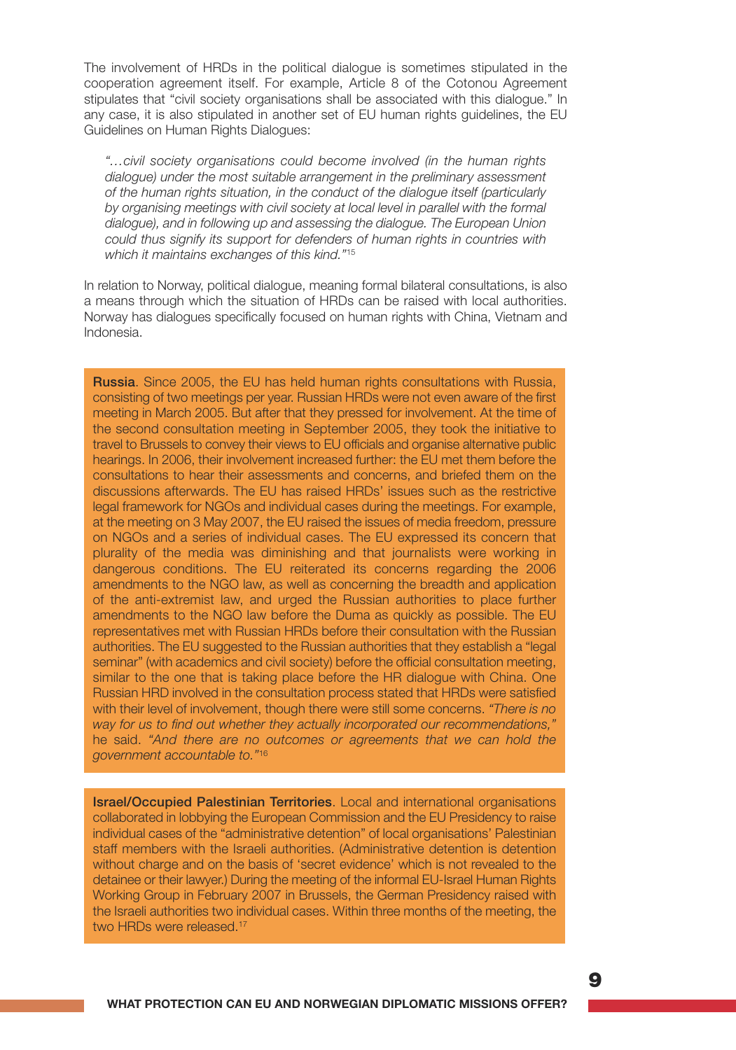The involvement of HRDs in the political dialogue is sometimes stipulated in the cooperation agreement itself. For example, Article 8 of the Cotonou Agreement stipulates that "civil society organisations shall be associated with this dialogue." In any case, it is also stipulated in another set of EU human rights guidelines, the EU Guidelines on Human Rights Dialogues:

> *"…civil society organisations could become involved (in the human rights dialogue) under the most suitable arrangement in the preliminary assessment of the human rights situation, in the conduct of the dialogue itself (particularly by organising meetings with civil society at local level in parallel with the formal dialogue), and in following up and assessing the dialogue. The European Union could thus signify its support for defenders of human rights in countries with which it maintains exchanges of this kind."*[15]

In relation to Norway, political dialogue, meaning formal bilateral consultations, is also a means through which the situation of HRDs can be raised with local authorities. Norway has dialogues specifically focused on human rights with China, Vietnam and Indonesia.

**Russia**. Since 2005, the EU has held human rights consultations with Russia, consisting of two meetings per year. Russian HRDs were not even aware of the first meeting in March 2005. But after that they pressed for involvement. At the time of the second consultation meeting in September 2005, they took the initiative to travel to Brussels to convey their views to EU officials and organise alternative public hearings. In 2006, their involvement increased further: the EU met them before the consultations to hear their assessments and concerns, and briefed them on the discussions afterwards. The EU has raised HRDs' issues such as the restrictive legal framework for NGOs and individual cases during the meetings. For example, at the meeting on 3 May 2007, the EU raised the issues of media freedom, pressure on NGOs and a series of individual cases. The EU expressed its concern that plurality of the media was diminishing and that journalists were working in dangerous conditions. The EU reiterated its concerns regarding the 2006 amendments to the NGO law, as well as concerning the breadth and application of the anti-extremist law, and urged the Russian authorities to place further amendments to the NGO law before the Duma as quickly as possible. The EU representatives met with Russian HRDs before their consultation with the Russian authorities. The EU suggested to the Russian authorities that they establish a "legal seminar" (with academics and civil society) before the official consultation meeting, similar to the one that is taking place before the HR dialogue with China. One Russian HRD involved in the consultation process stated that HRDs were satisfied with their level of involvement, though there were still some concerns. *"There is no way for us to find out whether they actually incorporated our recommendations,"* he said. *"And there are no outcomes or agreements that we can hold the government accountable to."*[16]

**Israel/Occupied Palestinian Territories**. Local and international organisations collaborated in lobbying the European Commission and the EU Presidency to raise individual cases of the "administrative detention" of local organisations' Palestinian staff members with the Israeli authorities. (Administrative detention is detention without charge and on the basis of 'secret evidence' which is not revealed to the detainee or their lawyer.) During the meeting of the informal EU-Israel Human Rights Working Group in February 2007 in Brussels, the German Presidency raised with the Israeli authorities two individual cases. Within three months of the meeting, the two HRDs were released.[17]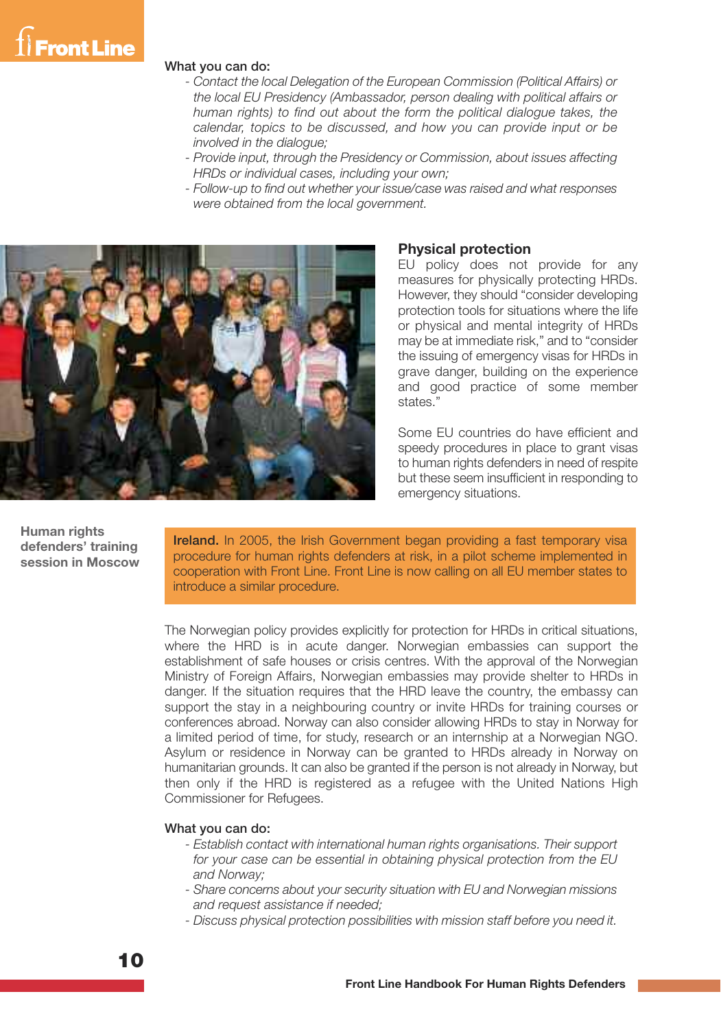**What you can do:**

- *Contact the local Delegation of the European Commission (Political Affairs) or the local EU Presidency (Ambassador, person dealing with political affairs or human rights) to find out about the form the political dialogue takes, the calendar, topics to be discussed, and how you can provide input or be involved in the dialogue;*
- *Provide input, through the Presidency or Commission, about issues affecting HRDs or individual cases, including your own;*
- *Follow-up to find out whether your issue/case was raised and what responses were obtained from the local government.*

## Physical protection

EU policy does not provide for any measures for physically protecting HRDs. However, they should "consider developing protection tools for situations where the life or physical and mental integrity of HRDs may be at immediate risk," and to "consider the issuing of emergency visas for HRDs in grave danger, building on the experience and good practice of some member states."

Some EU countries do have efficient and speedy procedures in place to grant visas to human rights defenders in need of respite but these seem insufficient in responding to emergency situations.

**Human rights defenders' training session in Moscow**

**Ireland.** In 2005, the Irish Government began providing a fast temporary visa procedure for human rights defenders at risk, in a pilot scheme implemented in cooperation with Front Line. Front Line is now calling on all EU member states to introduce a similar procedure.

The Norwegian policy provides explicitly for protection for HRDs in critical situations, where the HRD is in acute danger. Norwegian embassies can support the establishment of safe houses or crisis centres. With the approval of the Norwegian Ministry of Foreign Affairs, Norwegian embassies may provide shelter to HRDs in danger. If the situation requires that the HRD leave the country, the embassy can support the stay in a neighbouring country or invite HRDs for training courses or conferences abroad. Norway can also consider allowing HRDs to stay in Norway for a limited period of time, for study, research or an internship at a Norwegian NGO. Asylum or residence in Norway can be granted to HRDs already in Norway on humanitarian grounds. It can also be granted if the person is not already in Norway, but then only if the HRD is registered as a refugee with the United Nations High Commissioner for Refugees.

**What you can do:**

- *Establish contact with international human rights organisations. Their support for your case can be essential in obtaining physical protection from the EU and Norway;*
- *Share concerns about your security situation with EU and Norwegian missions and request assistance if needed;*
- *Discuss physical protection possibilities with mission staff before you need it.*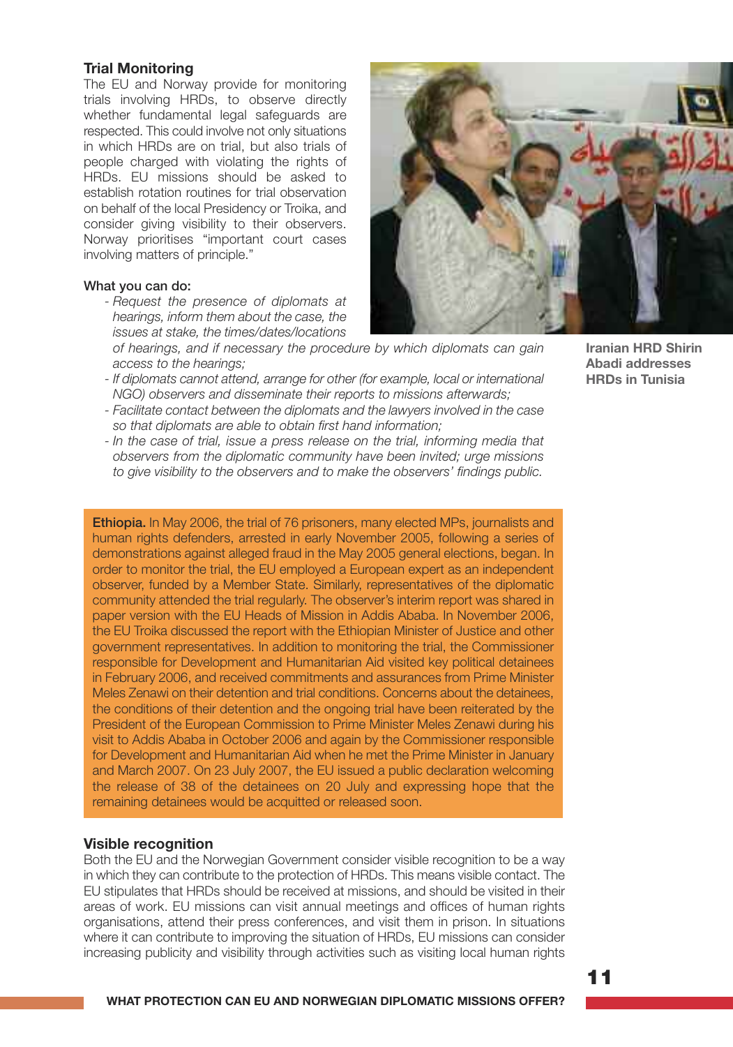## Trial Monitoring

The EU and Norway provide for monitoring trials involving HRDs, to observe directly whether fundamental legal safeguards are respected. This could involve not only situations in which HRDs are on trial, but also trials of people charged with violating the rights of HRDs. EU missions should be asked to establish rotation routines for trial observation on behalf of the local Presidency or Troika, and consider giving visibility to their observers. Norway prioritises "important court cases involving matters of principle."

What you can do:

- *Request the presence of diplomats at hearings, inform them about the case, the issues at stake, the times/dates/locations of hearings, and if necessary the procedure by which diplomats can gain access to the hearings;*
- *If diplomats cannot attend, arrange for other (for example, local or international NGO) observers and disseminate their reports to missions afterwards;*
- *Facilitate contact between the diplomats and the lawyers involved in the case so that diplomats are able to obtain first hand information;*
- *In the case of trial, issue a press release on the trial, informing media that observers from the diplomatic community have been invited; urge missions to give visibility to the observers and to make the observers' findings public.*

**Iranian HRD Shirin Abadi addresses HRDs in Tunisia**

**Ethiopia.** In May 2006, the trial of 76 prisoners, many elected MPs, journalists and human rights defenders, arrested in early November 2005, following a series of demonstrations against alleged fraud in the May 2005 general elections, began. In order to monitor the trial, the EU employed a European expert as an independent observer, funded by a Member State. Similarly, representatives of the diplomatic community attended the trial regularly. The observer's interim report was shared in paper version with the EU Heads of Mission in Addis Ababa. In November 2006, the EU Troika discussed the report with the Ethiopian Minister of Justice and other government representatives. In addition to monitoring the trial, the Commissioner responsible for Development and Humanitarian Aid visited key political detainees in February 2006, and received commitments and assurances from Prime Minister Meles Zenawi on their detention and trial conditions. Concerns about the detainees, the conditions of their detention and the ongoing trial have been reiterated by the President of the European Commission to Prime Minister Meles Zenawi during his visit to Addis Ababa in October 2006 and again by the Commissioner responsible for Development and Humanitarian Aid when he met the Prime Minister in January and March 2007. On 23 July 2007, the EU issued a public declaration welcoming the release of 38 of the detainees on 20 July and expressing hope that the remaining detainees would be acquitted or released soon.

## Visible recognition

Both the EU and the Norwegian Government consider visible recognition to be a way in which they can contribute to the protection of HRDs. This means visible contact. The EU stipulates that HRDs should be received at missions, and should be visited in their areas of work. EU missions can visit annual meetings and offices of human rights organisations, attend their press conferences, and visit them in prison. In situations where it can contribute to improving the situation of HRDs, EU missions can consider increasing publicity and visibility through activities such as visiting local human rights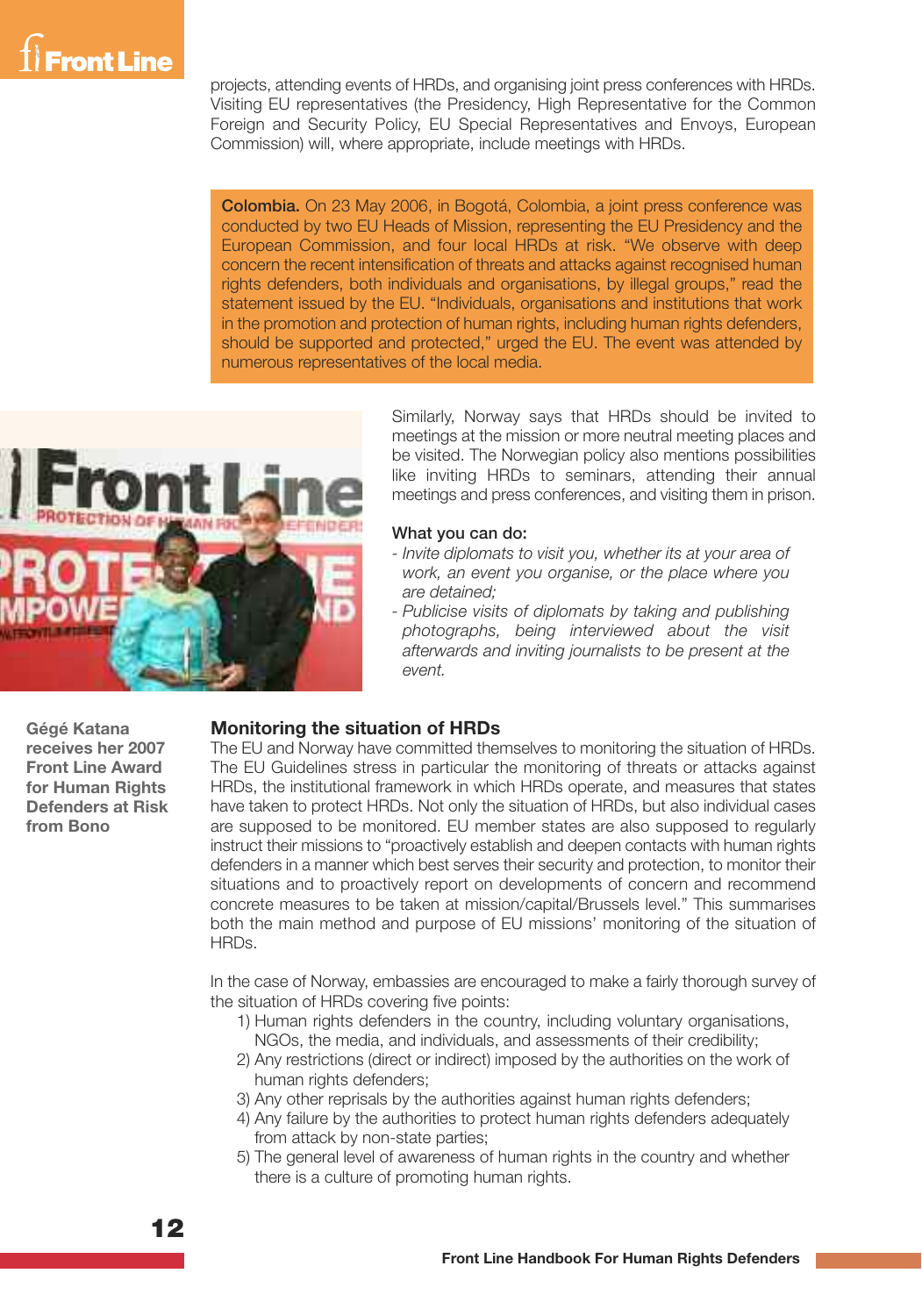projects, attending events of HRDs, and organising joint press conferences with HRDs. Visiting EU representatives (the Presidency, High Representative for the Common Foreign and Security Policy, EU Special Representatives and Envoys, European Commission) will, where appropriate, include meetings with HRDs.

**Colombia.** On 23 May 2006, in Bogotá, Colombia, a joint press conference was conducted by two EU Heads of Mission, representing the EU Presidency and the European Commission, and four local HRDs at risk. "We observe with deep concern the recent intensification of threats and attacks against recognised human rights defenders, both individuals and organisations, by illegal groups," read the statement issued by the EU. "Individuals, organisations and institutions that work in the promotion and protection of human rights, including human rights defenders, should be supported and protected," urged the EU. The event was attended by numerous representatives of the local media.

Similarly, Norway says that HRDs should be invited to meetings at the mission or more neutral meeting places and be visited. The Norwegian policy also mentions possibilities like inviting HRDs to seminars, attending their annual meetings and press conferences, and visiting them in prison.

**What you can do:**

- *Invite diplomats to visit you, whether its at your area of work, an event you organise, or the place where you are detained;*
- *Publicise visits of diplomats by taking and publishing photographs, being interviewed about the visit afterwards and inviting journalists to be present at the event.*

**Gégé Katana receives her 2007 Front Line Award for Human Rights Defenders at Risk from Bono**

### Monitoring the situation of HRDs

The EU and Norway have committed themselves to monitoring the situation of HRDs. The EU Guidelines stress in particular the monitoring of threats or attacks against HRDs, the institutional framework in which HRDs operate, and measures that states have taken to protect HRDs. Not only the situation of HRDs, but also individual cases are supposed to be monitored. EU member states are also supposed to regularly instruct their missions to "proactively establish and deepen contacts with human rights defenders in a manner which best serves their security and protection, to monitor their situations and to proactively report on developments of concern and recommend concrete measures to be taken at mission/capital/Brussels level." This summarises both the main method and purpose of EU missions' monitoring of the situation of HRDs.

In the case of Norway, embassies are encouraged to make a fairly thorough survey of the situation of HRDs covering five points:

1) Human rights defenders in the country, including voluntary organisations, NGOs, the media, and individuals, and assessments of their credibility;
2) Any restrictions (direct or indirect) imposed by the authorities on the work of human rights defenders;
3) Any other reprisals by the authorities against human rights defenders;
4) Any failure by the authorities to protect human rights defenders adequately from attack by non-state parties;
5) The general level of awareness of human rights in the country and whether there is a culture of promoting human rights.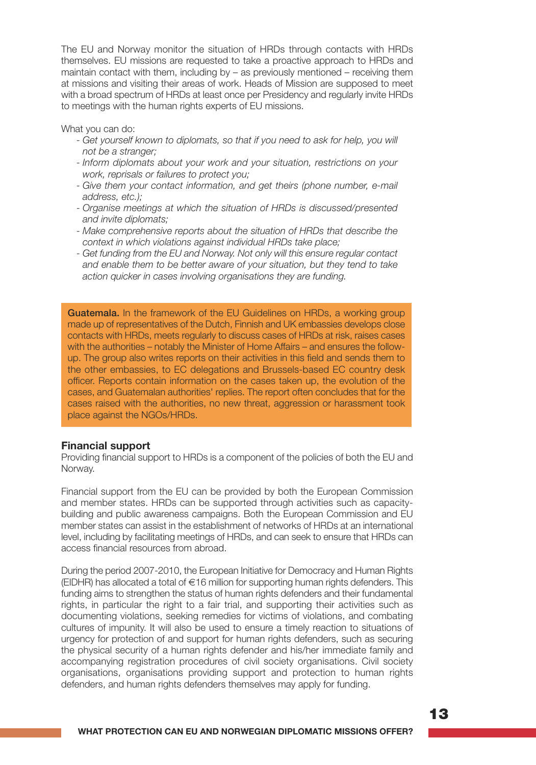The EU and Norway monitor the situation of HRDs through contacts with HRDs themselves. EU missions are requested to take a proactive approach to HRDs and maintain contact with them, including by – as previously mentioned – receiving them at missions and visiting their areas of work. Heads of Mission are supposed to meet with a broad spectrum of HRDs at least once per Presidency and regularly invite HRDs to meetings with the human rights experts of EU missions.

What you can do:

- *Get yourself known to diplomats, so that if you need to ask for help, you will not be a stranger;*
- *Inform diplomats about your work and your situation, restrictions on your work, reprisals or failures to protect you;*
- *Give them your contact information, and get theirs (phone number, e-mail address, etc.);*
- *Organise meetings at which the situation of HRDs is discussed/presented and invite diplomats;*
- *Make comprehensive reports about the situation of HRDs that describe the context in which violations against individual HRDs take place;*
- *Get funding from the EU and Norway. Not only will this ensure regular contact and enable them to be better aware of your situation, but they tend to take action quicker in cases involving organisations they are funding.*

**Guatemala.** In the framework of the EU Guidelines on HRDs, a working group made up of representatives of the Dutch, Finnish and UK embassies develops close contacts with HRDs, meets regularly to discuss cases of HRDs at risk, raises cases with the authorities – notably the Minister of Home Affairs – and ensures the follow-up. The group also writes reports on their activities in this field and sends them to the other embassies, to EC delegations and Brussels-based EC country desk officer. Reports contain information on the cases taken up, the evolution of the cases, and Guatemalan authorities' replies. The report often concludes that for the cases raised with the authorities, no new threat, aggression or harassment took place against the NGOs/HRDs.

### Financial support

Providing financial support to HRDs is a component of the policies of both the EU and Norway.

Financial support from the EU can be provided by both the European Commission and member states. HRDs can be supported through activities such as capacity-building and public awareness campaigns. Both the European Commission and EU member states can assist in the establishment of networks of HRDs at an international level, including by facilitating meetings of HRDs, and can seek to ensure that HRDs can access financial resources from abroad.

During the period 2007-2010, the European Initiative for Democracy and Human Rights (EIDHR) has allocated a total of €16 million for supporting human rights defenders. This funding aims to strengthen the status of human rights defenders and their fundamental rights, in particular the right to a fair trial, and supporting their activities such as documenting violations, seeking remedies for victims of violations, and combating cultures of impunity. It will also be used to ensure a timely reaction to situations of urgency for protection of and support for human rights defenders, such as securing the physical security of a human rights defender and his/her immediate family and accompanying registration procedures of civil society organisations. Civil society organisations, organisations providing support and protection to human rights defenders, and human rights defenders themselves may apply for funding.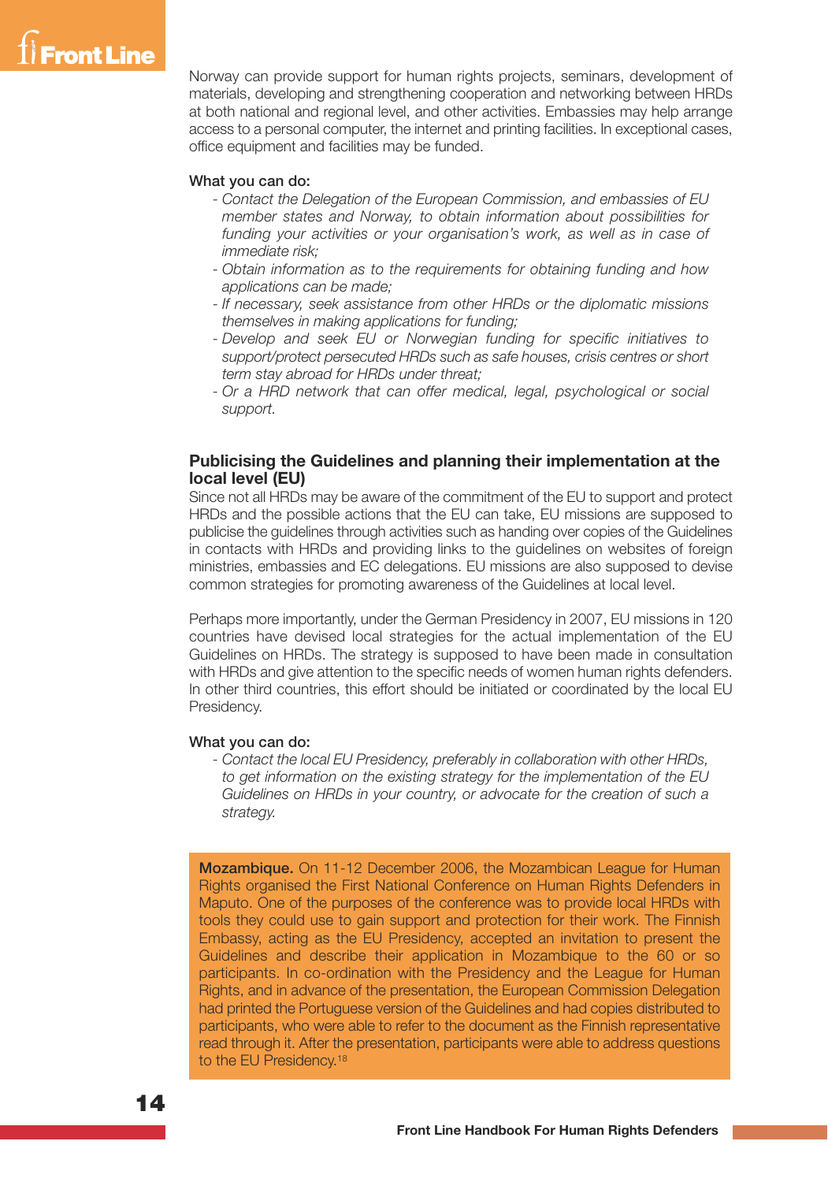Norway can provide support for human rights projects, seminars, development of materials, developing and strengthening cooperation and networking between HRDs at both national and regional level, and other activities. Embassies may help arrange access to a personal computer, the internet and printing facilities. In exceptional cases, office equipment and facilities may be funded.

**What you can do:**

- *Contact the Delegation of the European Commission, and embassies of EU member states and Norway, to obtain information about possibilities for funding your activities or your organisation's work, as well as in case of immediate risk;*
- *Obtain information as to the requirements for obtaining funding and how applications can be made;*
- *If necessary, seek assistance from other HRDs or the diplomatic missions themselves in making applications for funding;*
- *Develop and seek EU or Norwegian funding for specific initiatives to support/protect persecuted HRDs such as safe houses, crisis centres or short term stay abroad for HRDs under threat;*
- *Or a HRD network that can offer medical, legal, psychological or social support.*

## Publicising the Guidelines and planning their implementation at the local level (EU)

Since not all HRDs may be aware of the commitment of the EU to support and protect HRDs and the possible actions that the EU can take, EU missions are supposed to publicise the guidelines through activities such as handing over copies of the Guidelines in contacts with HRDs and providing links to the guidelines on websites of foreign ministries, embassies and EC delegations. EU missions are also supposed to devise common strategies for promoting awareness of the Guidelines at local level.

Perhaps more importantly, under the German Presidency in 2007, EU missions in 120 countries have devised local strategies for the actual implementation of the EU Guidelines on HRDs. The strategy is supposed to have been made in consultation with HRDs and give attention to the specific needs of women human rights defenders. In other third countries, this effort should be initiated or coordinated by the local EU Presidency.

**What you can do:**

- *Contact the local EU Presidency, preferably in collaboration with other HRDs, to get information on the existing strategy for the implementation of the EU Guidelines on HRDs in your country, or advocate for the creation of such a strategy.*

**Mozambique.** On 11-12 December 2006, the Mozambican League for Human Rights organised the First National Conference on Human Rights Defenders in Maputo. One of the purposes of the conference was to provide local HRDs with tools they could use to gain support and protection for their work. The Finnish Embassy, acting as the EU Presidency, accepted an invitation to present the Guidelines and describe their application in Mozambique to the 60 or so participants. In co-ordination with the Presidency and the League for Human Rights, and in advance of the presentation, the European Commission Delegation had printed the Portuguese version of the Guidelines and had copies distributed to participants, who were able to refer to the document as the Finnish representative read through it. After the presentation, participants were able to address questions to the EU Presidency.[18]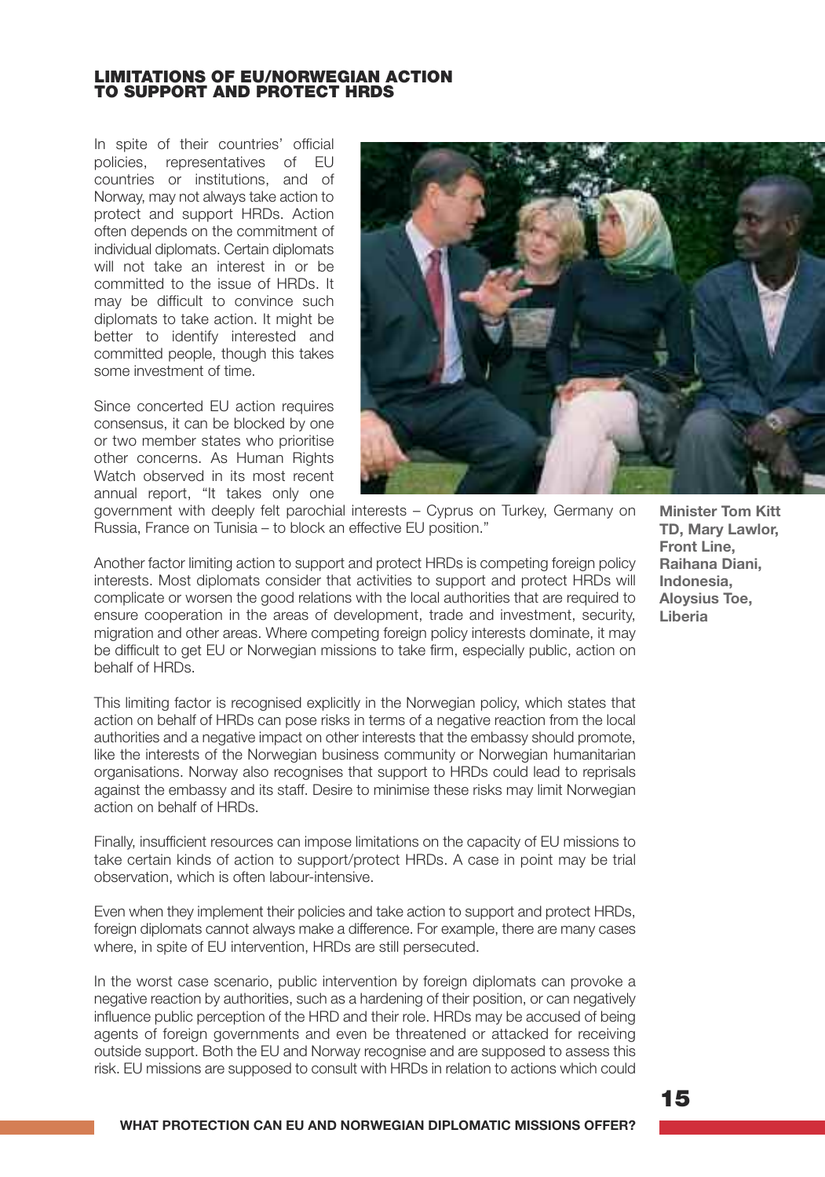## LIMITATIONS OF EU/NORWEGIAN ACTION TO SUPPORT AND PROTECT HRDS

In spite of their countries' official policies, representatives of EU countries or institutions, and of Norway, may not always take action to protect and support HRDs. Action often depends on the commitment of individual diplomats. Certain diplomats will not take an interest in or be committed to the issue of HRDs. It may be difficult to convince such diplomats to take action. It might be better to identify interested and committed people, though this takes some investment of time.

Since concerted EU action requires consensus, it can be blocked by one or two member states who prioritise other concerns. As Human Rights Watch observed in its most recent annual report, "It takes only one government with deeply felt parochial interests – Cyprus on Turkey, Germany on Russia, France on Tunisia – to block an effective EU position."

**Minister Tom Kitt TD, Mary Lawlor, Front Line, Raihana Diani, Indonesia, Aloysius Toe, Liberia**

Another factor limiting action to support and protect HRDs is competing foreign policy interests. Most diplomats consider that activities to support and protect HRDs will complicate or worsen the good relations with the local authorities that are required to ensure cooperation in the areas of development, trade and investment, security, migration and other areas. Where competing foreign policy interests dominate, it may be difficult to get EU or Norwegian missions to take firm, especially public, action on behalf of HRDs.

This limiting factor is recognised explicitly in the Norwegian policy, which states that action on behalf of HRDs can pose risks in terms of a negative reaction from the local authorities and a negative impact on other interests that the embassy should promote, like the interests of the Norwegian business community or Norwegian humanitarian organisations. Norway also recognises that support to HRDs could lead to reprisals against the embassy and its staff. Desire to minimise these risks may limit Norwegian action on behalf of HRDs.

Finally, insufficient resources can impose limitations on the capacity of EU missions to take certain kinds of action to support/protect HRDs. A case in point may be trial observation, which is often labour-intensive.

Even when they implement their policies and take action to support and protect HRDs, foreign diplomats cannot always make a difference. For example, there are many cases where, in spite of EU intervention, HRDs are still persecuted.

In the worst case scenario, public intervention by foreign diplomats can provoke a negative reaction by authorities, such as a hardening of their position, or can negatively influence public perception of the HRD and their role. HRDs may be accused of being agents of foreign governments and even be threatened or attacked for receiving outside support. Both the EU and Norway recognise and are supposed to assess this risk. EU missions are supposed to consult with HRDs in relation to actions which could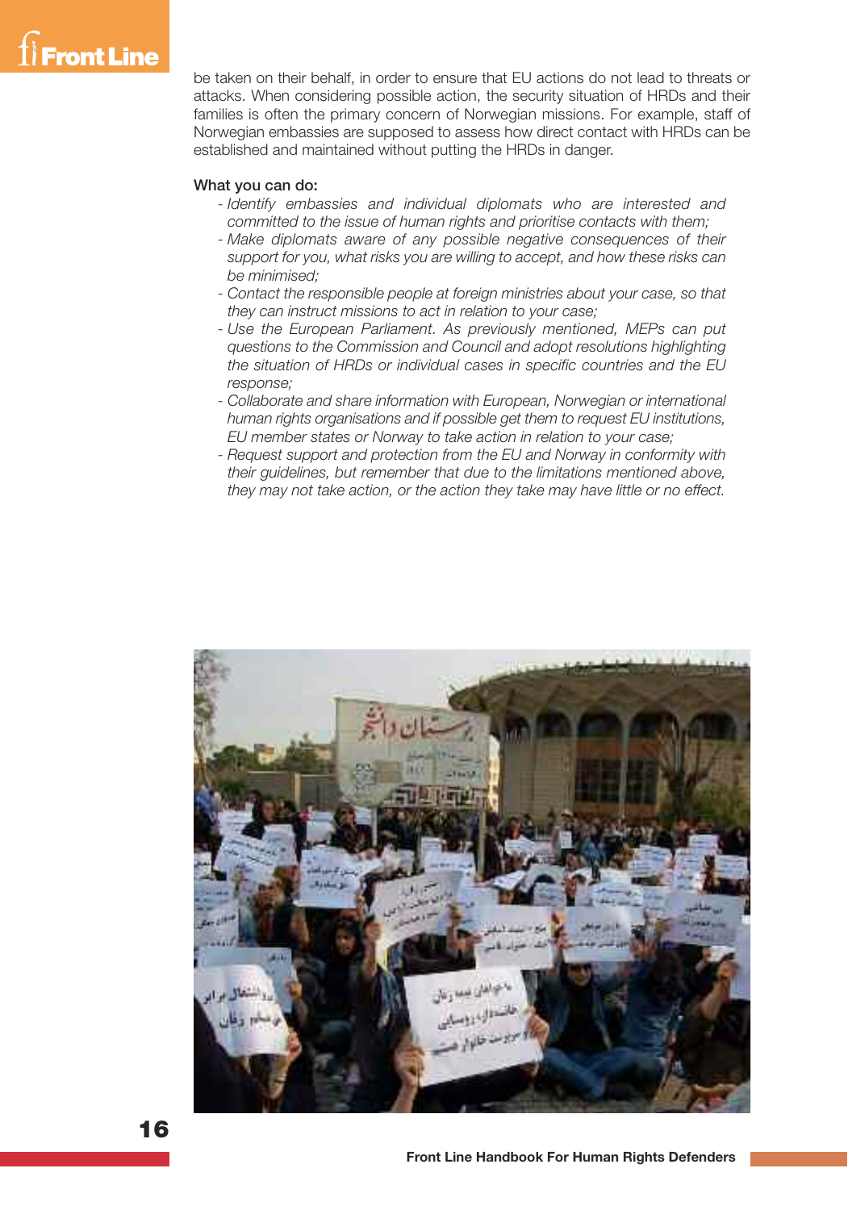be taken on their behalf, in order to ensure that EU actions do not lead to threats or attacks. When considering possible action, the security situation of HRDs and their families is often the primary concern of Norwegian missions. For example, staff of Norwegian embassies are supposed to assess how direct contact with HRDs can be established and maintained without putting the HRDs in danger.

What you can do:

- *Identify embassies and individual diplomats who are interested and committed to the issue of human rights and prioritise contacts with them;*
- *Make diplomats aware of any possible negative consequences of their support for you, what risks you are willing to accept, and how these risks can be minimised;*
- *Contact the responsible people at foreign ministries about your case, so that they can instruct missions to act in relation to your case;*
- *Use the European Parliament. As previously mentioned, MEPs can put questions to the Commission and Council and adopt resolutions highlighting the situation of HRDs or individual cases in specific countries and the EU response;*
- *Collaborate and share information with European, Norwegian or international human rights organisations and if possible get them to request EU institutions, EU member states or Norway to take action in relation to your case;*
- *Request support and protection from the EU and Norway in conformity with their guidelines, but remember that due to the limitations mentioned above, they may not take action, or the action they take may have little or no effect.*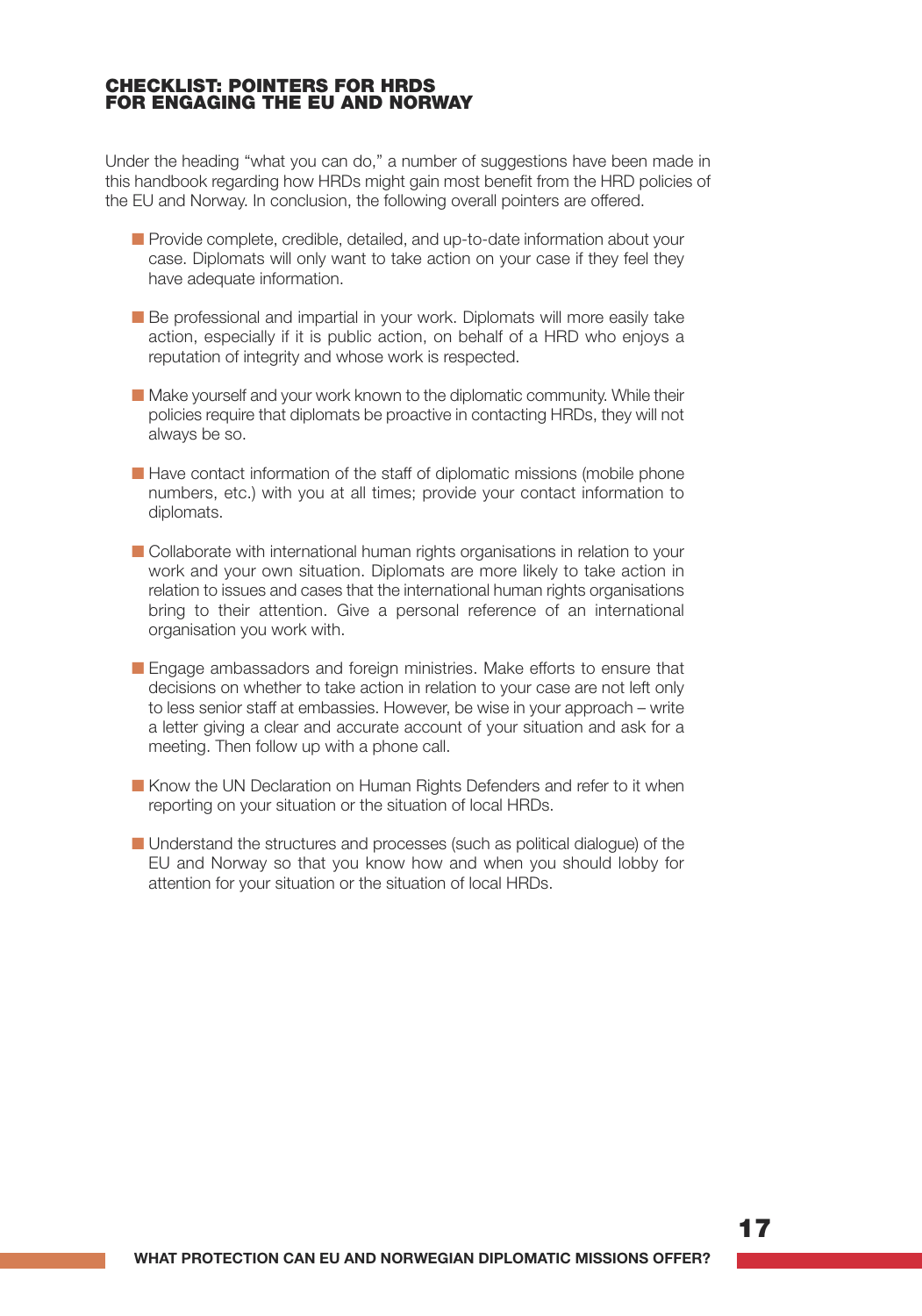## CHECKLIST: POINTERS FOR HRDS FOR ENGAGING THE EU AND NORWAY

Under the heading "what you can do," a number of suggestions have been made in this handbook regarding how HRDs might gain most benefit from the HRD policies of the EU and Norway. In conclusion, the following overall pointers are offered.

- Provide complete, credible, detailed, and up-to-date information about your case. Diplomats will only want to take action on your case if they feel they have adequate information.
- Be professional and impartial in your work. Diplomats will more easily take action, especially if it is public action, on behalf of a HRD who enjoys a reputation of integrity and whose work is respected.
- Make yourself and your work known to the diplomatic community. While their policies require that diplomats be proactive in contacting HRDs, they will not always be so.
- Have contact information of the staff of diplomatic missions (mobile phone numbers, etc.) with you at all times; provide your contact information to diplomats.
- Collaborate with international human rights organisations in relation to your work and your own situation. Diplomats are more likely to take action in relation to issues and cases that the international human rights organisations bring to their attention. Give a personal reference of an international organisation you work with.
- Engage ambassadors and foreign ministries. Make efforts to ensure that decisions on whether to take action in relation to your case are not left only to less senior staff at embassies. However, be wise in your approach – write a letter giving a clear and accurate account of your situation and ask for a meeting. Then follow up with a phone call.
- Know the UN Declaration on Human Rights Defenders and refer to it when reporting on your situation or the situation of local HRDs.
- Understand the structures and processes (such as political dialogue) of the EU and Norway so that you know how and when you should lobby for attention for your situation or the situation of local HRDs.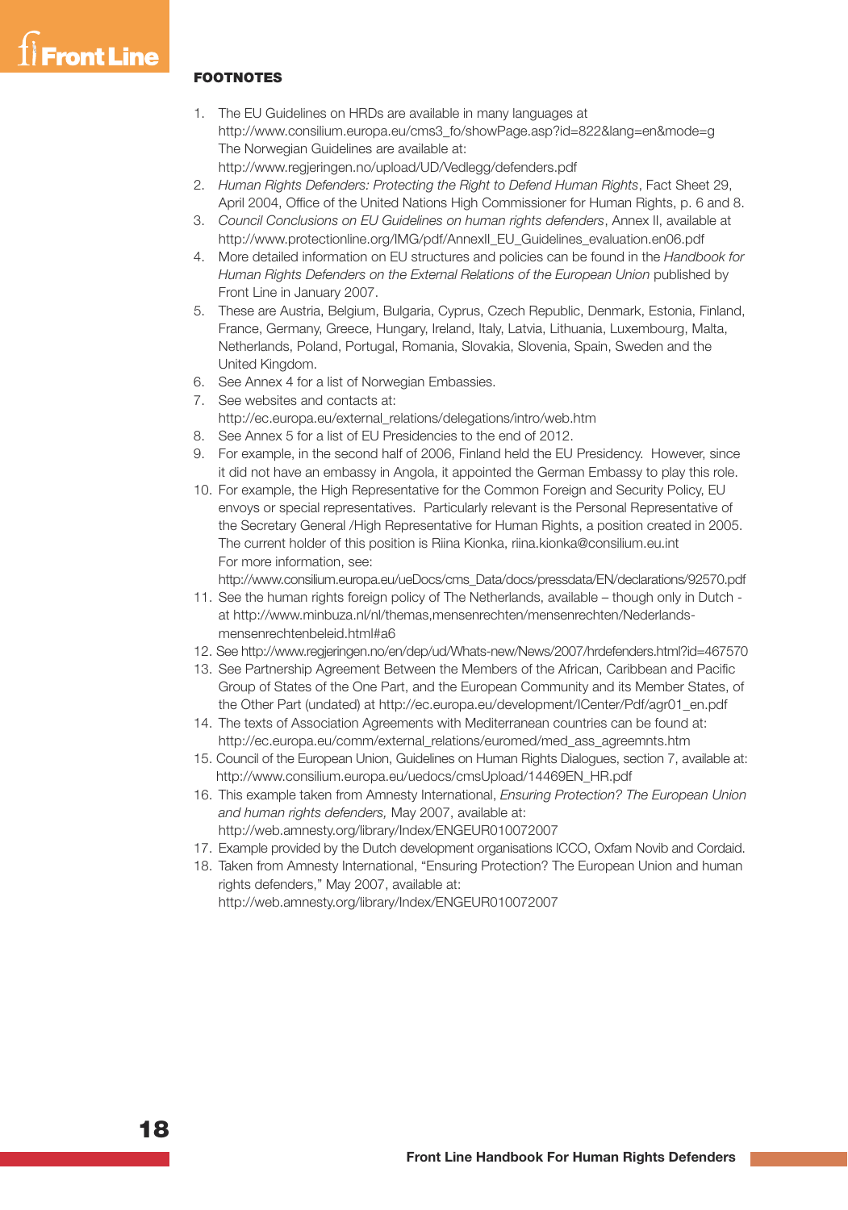## FOOTNOTES

1. The EU Guidelines on HRDs are available in many languages at http://www.consilium.europa.eu/cms3_fo/showPage.asp?id=822&lang=en&mode=g The Norwegian Guidelines are available at: http://www.regjeringen.no/upload/UD/Vedlegg/defenders.pdf
2. *Human Rights Defenders: Protecting the Right to Defend Human Rights*, Fact Sheet 29, April 2004, Office of the United Nations High Commissioner for Human Rights, p. 6 and 8.
3. *Council Conclusions on EU Guidelines on human rights defenders*, Annex II, available at http://www.protectionline.org/IMG/pdf/AnnexII_EU_Guidelines_evaluation.en06.pdf
4. More detailed information on EU structures and policies can be found in the *Handbook for Human Rights Defenders on the External Relations of the European Union* published by Front Line in January 2007.
5. These are Austria, Belgium, Bulgaria, Cyprus, Czech Republic, Denmark, Estonia, Finland, France, Germany, Greece, Hungary, Ireland, Italy, Latvia, Lithuania, Luxembourg, Malta, Netherlands, Poland, Portugal, Romania, Slovakia, Slovenia, Spain, Sweden and the United Kingdom.
6. See Annex 4 for a list of Norwegian Embassies.
7. See websites and contacts at: http://ec.europa.eu/external_relations/delegations/intro/web.htm
8. See Annex 5 for a list of EU Presidencies to the end of 2012.
9. For example, in the second half of 2006, Finland held the EU Presidency. However, since it did not have an embassy in Angola, it appointed the German Embassy to play this role.
10. For example, the High Representative for the Common Foreign and Security Policy, EU envoys or special representatives. Particularly relevant is the Personal Representative of the Secretary General /High Representative for Human Rights, a position created in 2005. The current holder of this position is Riina Kionka, riina.kionka@consilium.eu.int For more information, see: http://www.consilium.europa.eu/ueDocs/cms_Data/docs/pressdata/EN/declarations/92570.pdf
11. See the human rights foreign policy of The Netherlands, available – though only in Dutch - at http://www.minbuza.nl/nl/themas,mensenrechten/mensenrechten/Nederlands-mensenrechtenbeleid.html#a6
12. See http://www.regjeringen.no/en/dep/ud/Whats-new/News/2007/hrdefenders.html?id=467570
13. See Partnership Agreement Between the Members of the African, Caribbean and Pacific Group of States of the One Part, and the European Community and its Member States, of the Other Part (undated) at http://ec.europa.eu/development/ICenter/Pdf/agr01_en.pdf
14. The texts of Association Agreements with Mediterranean countries can be found at: http://ec.europa.eu/comm/external_relations/euromed/med_ass_agreemnts.htm
15. Council of the European Union, Guidelines on Human Rights Dialogues, section 7, available at: http://www.consilium.europa.eu/uedocs/cmsUpload/14469EN_HR.pdf
16. This example taken from Amnesty International, *Ensuring Protection? The European Union and human rights defenders,* May 2007, available at: http://web.amnesty.org/library/Index/ENGEUR010072007
17. Example provided by the Dutch development organisations ICCO, Oxfam Novib and Cordaid.
18. Taken from Amnesty International, "Ensuring Protection? The European Union and human rights defenders," May 2007, available at: http://web.amnesty.org/library/Index/ENGEUR010072007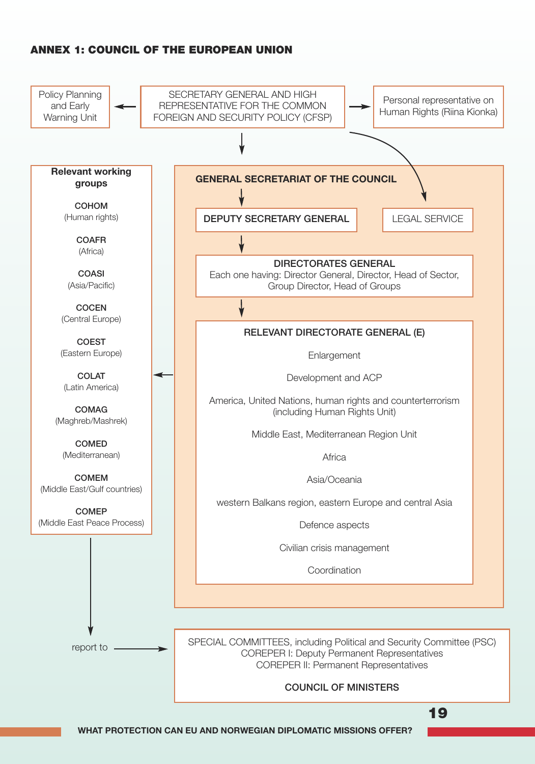## ANNEX 1: COUNCIL OF THE EUROPEAN UNION

Policy Planning and Early Warning Unit

SECRETARY GENERAL AND HIGH REPRESENTATIVE FOR THE COMMON FOREIGN AND SECURITY POLICY (CFSP)

Personal representative on Human Rights (Riina Kionka)

**Relevant working groups**

**COHOM** (Human rights)

**COAFR** (Africa)

**COASI** (Asia/Pacific)

**COCEN** (Central Europe)

**COEST** (Eastern Europe)

**COLAT** (Latin America)

**COMAG** (Maghreb/Mashrek)

**COMED** (Mediterranean)

**COMEM** (Middle East/Gulf countries)

**COMEP** (Middle East Peace Process)

**GENERAL SECRETARIAT OF THE COUNCIL**

**DEPUTY SECRETARY GENERAL**

LEGAL SERVICE

**DIRECTORATES GENERAL**
Each one having: Director General, Director, Head of Sector, Group Director, Head of Groups

**RELEVANT DIRECTORATE GENERAL (E)**

- Enlargement
- Development and ACP
- America, United Nations, human rights and counterterrorism (including Human Rights Unit)
- Middle East, Mediterranean Region Unit
- Africa
- Asia/Oceania
- western Balkans region, eastern Europe and central Asia
- Defence aspects
- Civilian crisis management
- Coordination

report to

SPECIAL COMMITTEES, including Political and Security Committee (PSC)
COREPER I: Deputy Permanent Representatives
COREPER II: Permanent Representatives

**COUNCIL OF MINISTERS**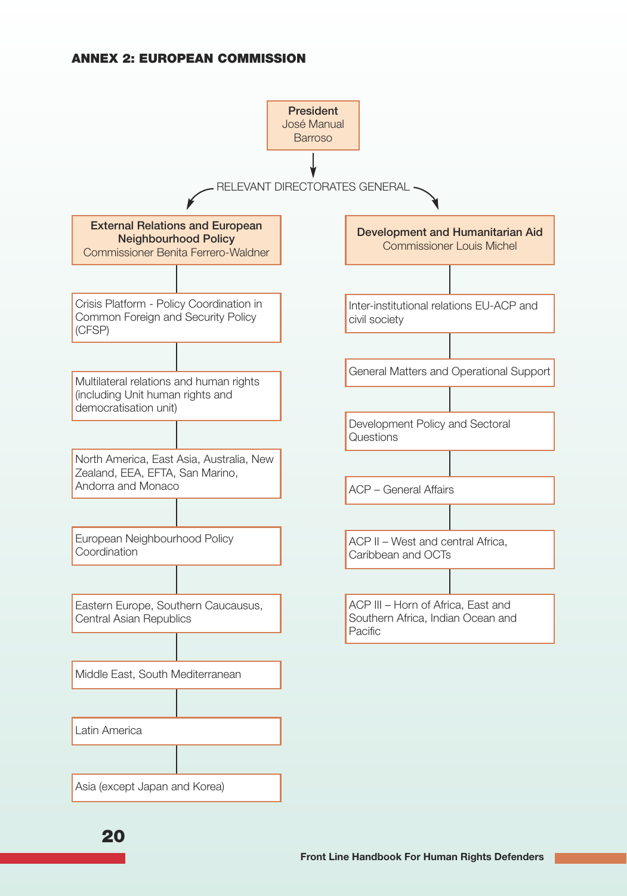## ANNEX 2: EUROPEAN COMMISSION

**President**
José Manual Barroso

RELEVANT DIRECTORATES GENERAL

**External Relations and European Neighbourhood Policy**
Commissioner Benita Ferrero-Waldner

- Crisis Platform - Policy Coordination in Common Foreign and Security Policy (CFSP)
- Multilateral relations and human rights (including Unit human rights and democratisation unit)
- North America, East Asia, Australia, New Zealand, EEA, EFTA, San Marino, Andorra and Monaco
- European Neighbourhood Policy Coordination
- Eastern Europe, Southern Caucausus, Central Asian Republics
- Middle East, South Mediterranean
- Latin America
- Asia (except Japan and Korea)

**Development and Humanitarian Aid**
Commissioner Louis Michel

- Inter-institutional relations EU-ACP and civil society
- General Matters and Operational Support
- Development Policy and Sectoral Questions
- ACP – General Affairs
- ACP II – West and central Africa, Caribbean and OCTs
- ACP III – Horn of Africa, East and Southern Africa, Indian Ocean and Pacific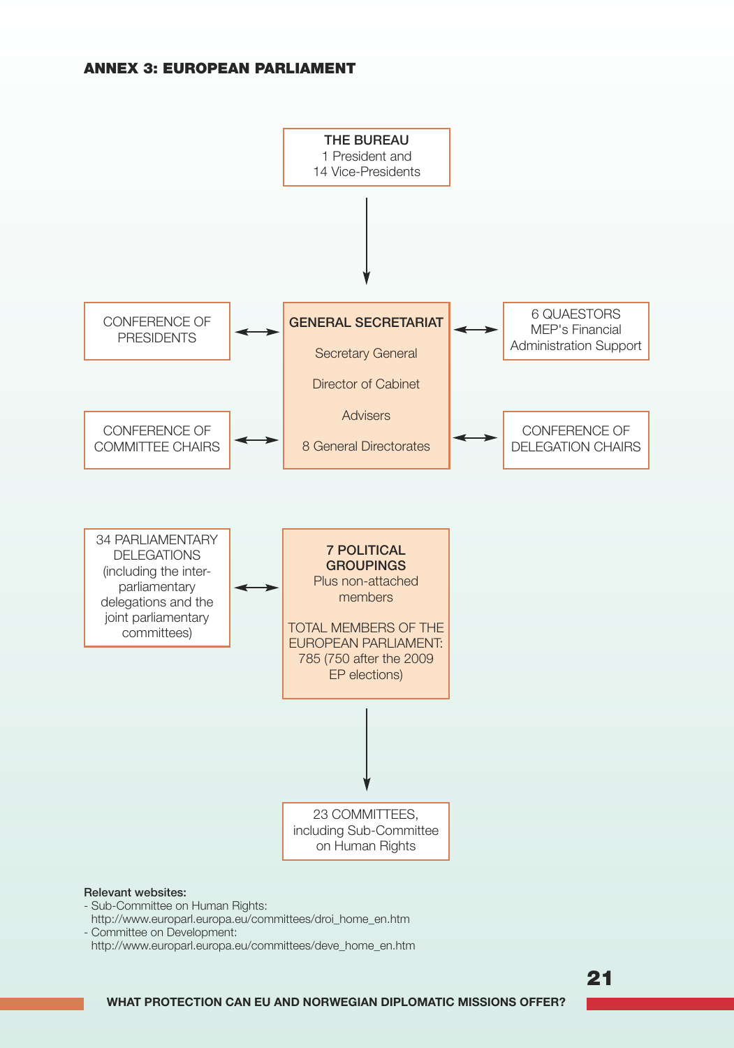## ANNEX 3: EUROPEAN PARLIAMENT

**THE BUREAU**
1 President and
14 Vice-Presidents

↓

CONFERENCE OF PRESIDENTS ↔ **GENERAL SECRETARIAT** ↔ 6 QUAESTORS MEP's Financial Administration Support

**GENERAL SECRETARIAT**

- Secretary General
- Director of Cabinet
- Advisers
- 8 General Directorates

CONFERENCE OF COMMITTEE CHAIRS ↔ **GENERAL SECRETARIAT** ↔ CONFERENCE OF DELEGATION CHAIRS

34 PARLIAMENTARY DELEGATIONS (including the inter-parliamentary delegations and the joint parliamentary committees) ↔ **7 POLITICAL GROUPINGS**

**7 POLITICAL GROUPINGS**
Plus non-attached members

TOTAL MEMBERS OF THE EUROPEAN PARLIAMENT: 785 (750 after the 2009 EP elections)

↓

23 COMMITTEES, including Sub-Committee on Human Rights

**Relevant websites:**

- Sub-Committee on Human Rights:
  http://www.europarl.europa.eu/committees/droi_home_en.htm
- Committee on Development:
  http://www.europarl.europa.eu/committees/deve_home_en.htm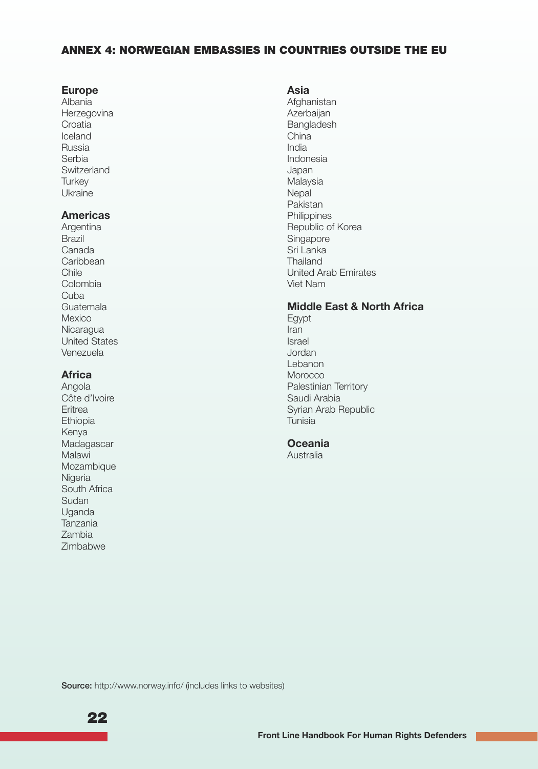# ANNEX 4: NORWEGIAN EMBASSIES IN COUNTRIES OUTSIDE THE EU

### Europe

Albania
Herzegovina
Croatia
Iceland
Russia
Serbia
Switzerland
Turkey
Ukraine

### Americas

Argentina
Brazil
Canada
Caribbean
Chile
Colombia
Cuba
Guatemala
Mexico
Nicaragua
United States
Venezuela

### Africa

Angola
Côte d'Ivoire
Eritrea
Ethiopia
Kenya
Madagascar
Malawi
Mozambique
Nigeria
South Africa
Sudan
Uganda
Tanzania
Zambia
Zimbabwe

### Asia

Afghanistan
Azerbaijan
Bangladesh
China
India
Indonesia
Japan
Malaysia
Nepal
Pakistan
Philippines
Republic of Korea
Singapore
Sri Lanka
Thailand
United Arab Emirates
Viet Nam

### Middle East & North Africa

Egypt
Iran
Israel
Jordan
Lebanon
Morocco
Palestinian Territory
Saudi Arabia
Syrian Arab Republic
Tunisia

### Oceania

Australia

**Source:** http://www.norway.info/ (includes links to websites)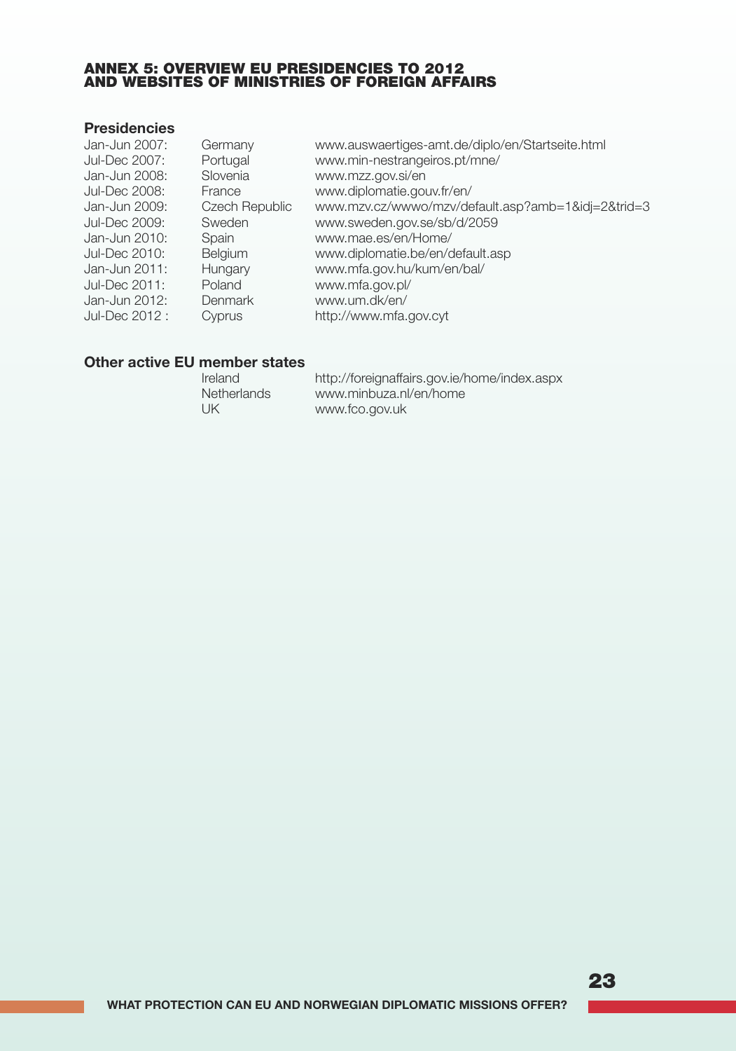## ANNEX 5: OVERVIEW EU PRESIDENCIES TO 2012 AND WEBSITES OF MINISTRIES OF FOREIGN AFFAIRS

### Presidencies

| | | |
|---|---|---|
| Jan-Jun 2007: | Germany | www.auswaertiges-amt.de/diplo/en/Startseite.html |
| Jul-Dec 2007: | Portugal | www.min-nestrangeiros.pt/mne/ |
| Jan-Jun 2008: | Slovenia | www.mzz.gov.si/en |
| Jul-Dec 2008: | France | www.diplomatie.gouv.fr/en/ |
| Jan-Jun 2009: | Czech Republic | www.mzv.cz/wwwo/mzv/default.asp?amb=1&idj=2&trid=3 |
| Jul-Dec 2009: | Sweden | www.sweden.gov.se/sb/d/2059 |
| Jan-Jun 2010: | Spain | www.mae.es/en/Home/ |
| Jul-Dec 2010: | Belgium | www.diplomatie.be/en/default.asp |
| Jan-Jun 2011: | Hungary | www.mfa.gov.hu/kum/en/bal/ |
| Jul-Dec 2011: | Poland | www.mfa.gov.pl/ |
| Jan-Jun 2012: | Denmark | www.um.dk/en/ |
| Jul-Dec 2012 : | Cyprus | http://www.mfa.gov.cyt |

### Other active EU member states

| | |
|---|---|
| Ireland | http://foreignaffairs.gov.ie/home/index.aspx |
| Netherlands | www.minbuza.nl/en/home |
| UK | www.fco.gov.uk |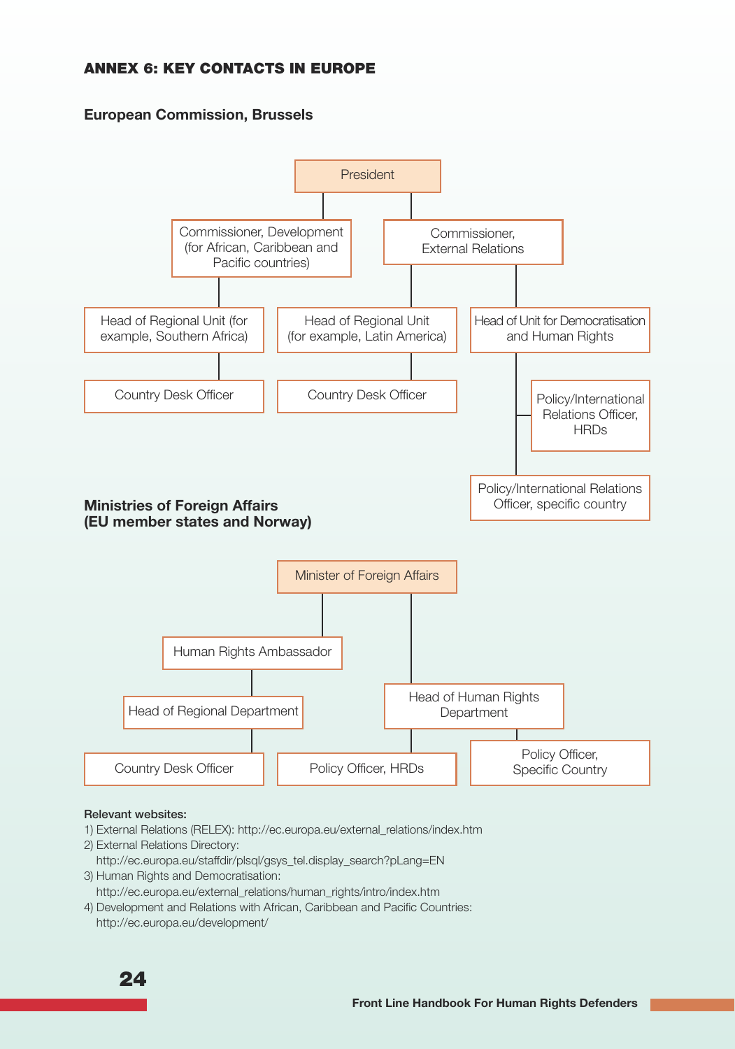## ANNEX 6: KEY CONTACTS IN EUROPE

### European Commission, Brussels

- President
  - Commissioner, Development (for African, Caribbean and Pacific countries)
    - Head of Regional Unit (for example, Southern Africa)
      - Country Desk Officer
  - Commissioner, External Relations
    - Head of Regional Unit (for example, Latin America)
      - Country Desk Officer
    - Head of Unit for Democratisation and Human Rights
      - Policy/International Relations Officer, HRDs
      - Policy/International Relations Officer, specific country

### Ministries of Foreign Affairs (EU member states and Norway)

- Minister of Foreign Affairs
  - Human Rights Ambassador
    - Head of Regional Department
      - Country Desk Officer
  - Head of Human Rights Department
    - Policy Officer, HRDs
    - Policy Officer, Specific Country

**Relevant websites:**

1) External Relations (RELEX): http://ec.europa.eu/external_relations/index.htm
2) External Relations Directory: http://ec.europa.eu/staffdir/plsql/gsys_tel.display_search?pLang=EN
3) Human Rights and Democratisation: http://ec.europa.eu/external_relations/human_rights/intro/index.htm
4) Development and Relations with African, Caribbean and Pacific Countries: http://ec.europa.eu/development/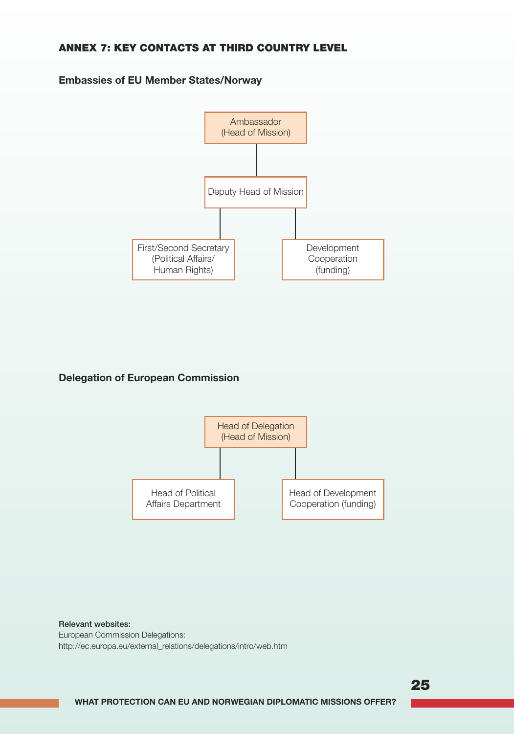## ANNEX 7: KEY CONTACTS AT THIRD COUNTRY LEVEL

### Embassies of EU Member States/Norway

- Ambassador (Head of Mission)
  - Deputy Head of Mission
    - First/Second Secretary (Political Affairs/ Human Rights)
    - Development Cooperation (funding)

### Delegation of European Commission

- Head of Delegation (Head of Mission)
  - Head of Political Affairs Department
  - Head of Development Cooperation (funding)

**Relevant websites:**

European Commission Delegations:
http://ec.europa.eu/external_relations/delegations/intro/web.htm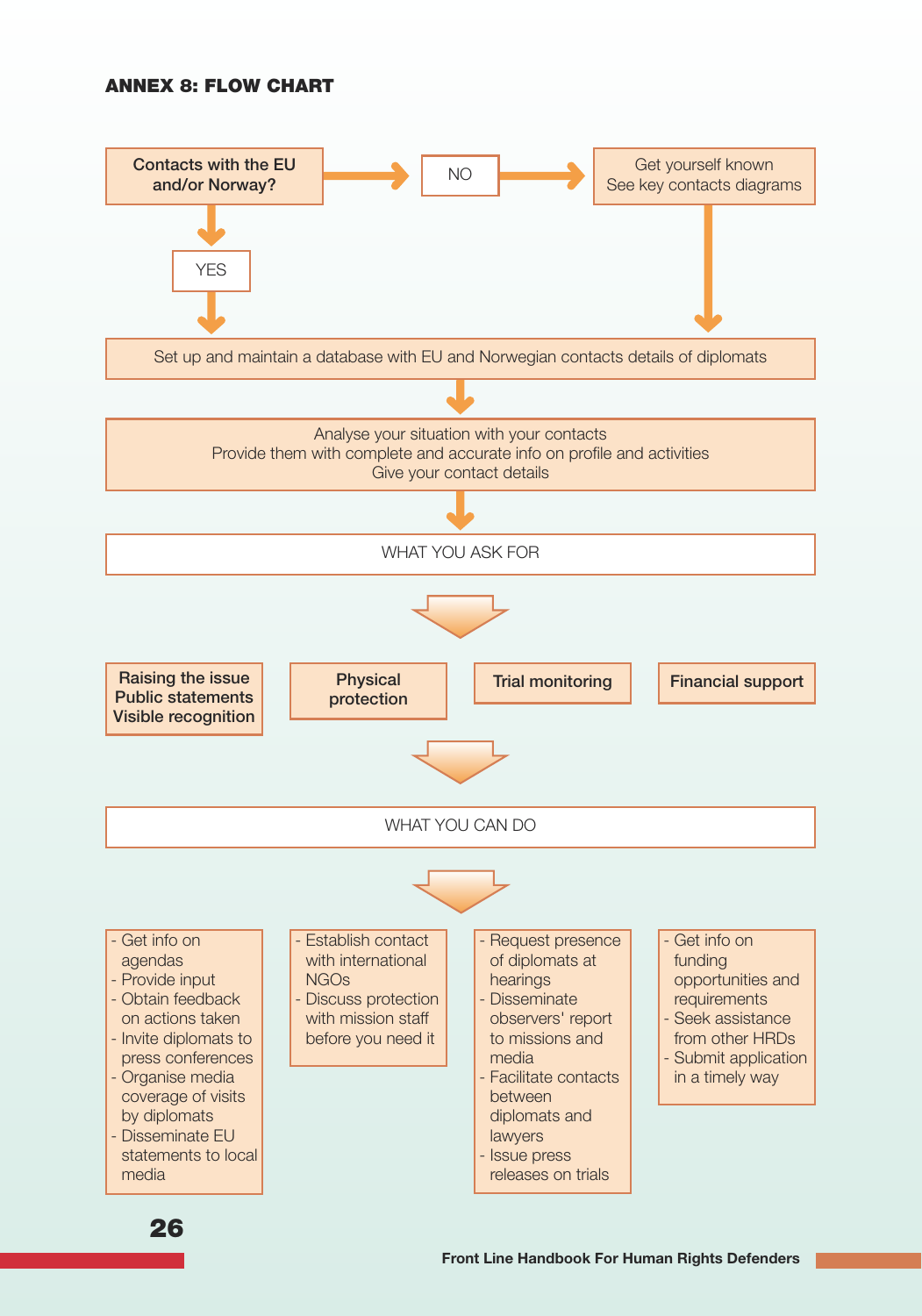## ANNEX 8: FLOW CHART

**Contacts with the EU and/or Norway?**

- NO → Get yourself known. See key contacts diagrams
- YES

Set up and maintain a database with EU and Norwegian contacts details of diplomats

Analyse your situation with your contacts
Provide them with complete and accurate info on profile and activities
Give your contact details

WHAT YOU ASK FOR

| **Raising the issue Public statements Visible recognition** | **Physical protection** | **Trial monitoring** | **Financial support** |
|---|---|---|---|

WHAT YOU CAN DO

| **Raising the issue Public statements Visible recognition** | **Physical protection** | **Trial monitoring** | **Financial support** |
|---|---|---|---|
| - Get info on agendas<br>- Provide input<br>- Obtain feedback on actions taken<br>- Invite diplomats to press conferences<br>- Organise media coverage of visits by diplomats<br>- Disseminate EU statements to local media | - Establish contact with international NGOs<br>- Discuss protection with mission staff before you need it | - Request presence of diplomats at hearings<br>- Disseminate observers' report to missions and media<br>- Facilitate contacts between diplomats and lawyers<br>- Issue press releases on trials | - Get info on funding opportunities and requirements<br>- Seek assistance from other HRDs<br>- Submit application in a timely way |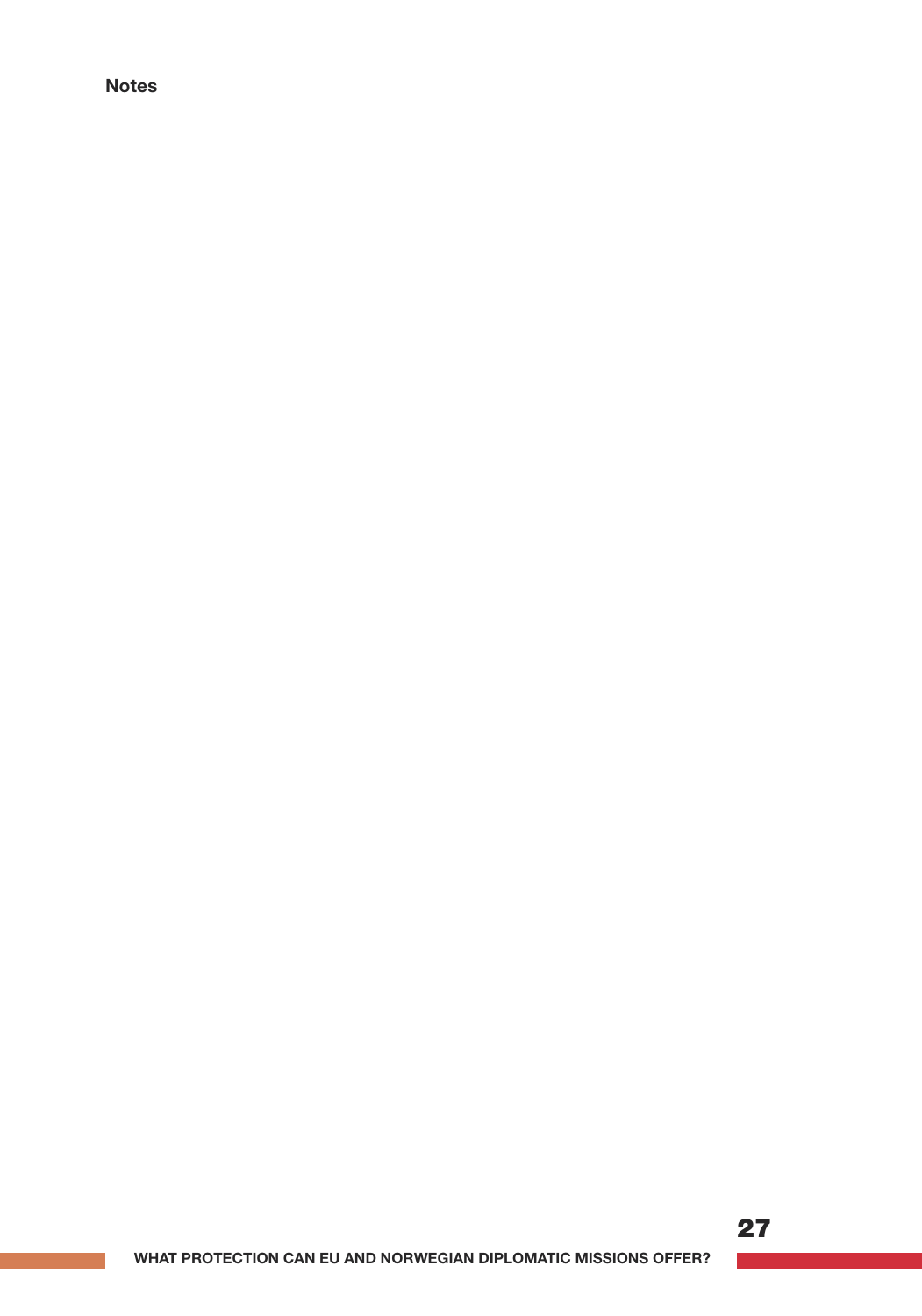**Notes**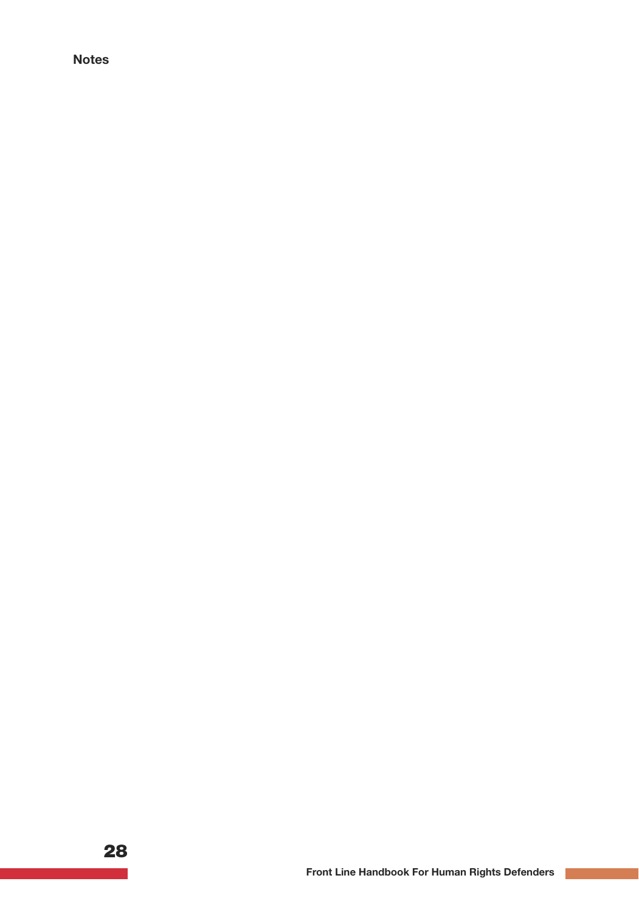**Notes**